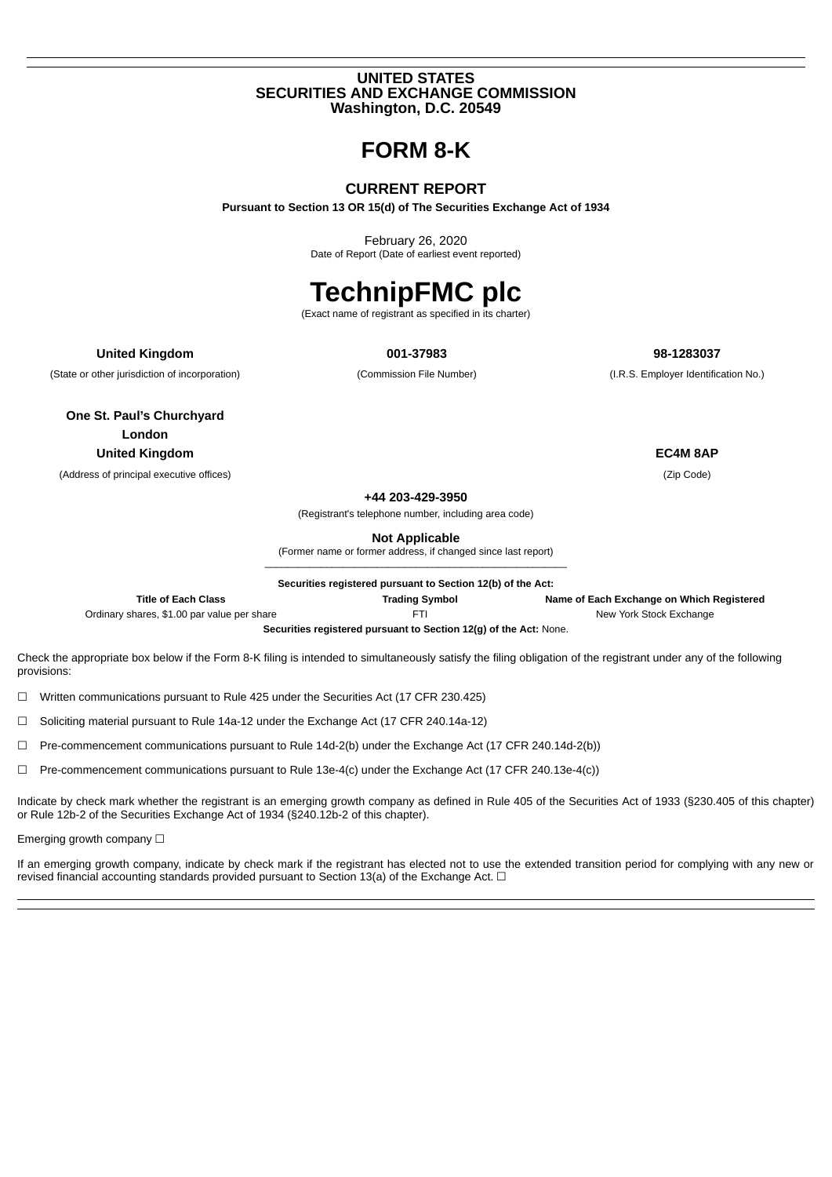**UNITED STATES**
**SECURITIES AND EXCHANGE COMMISSION**
**Washington, D.C. 20549**

# FORM 8-K

## CURRENT REPORT

**Pursuant to Section 13 OR 15(d) of The Securities Exchange Act of 1934**

February 26, 2020
Date of Report (Date of earliest event reported)

# TechnipFMC plc

(Exact name of registrant as specified in its charter)

| **United Kingdom** | **001-37983** | **98-1283037** |
|---|---|---|
| (State or other jurisdiction of incorporation) | (Commission File Number) | (I.R.S. Employer Identification No.) |

| | |
|---|---|
| **One St. Paul's Churchyard** | |
| **London** | |
| **United Kingdom** | **EC4M 8AP** |
| (Address of principal executive offices) | (Zip Code) |

**+44 203-429-3950**
(Registrant's telephone number, including area code)

**Not Applicable**
(Former name or former address, if changed since last report)

**Securities registered pursuant to Section 12(b) of the Act:**

| Title of Each Class | Trading Symbol | Name of Each Exchange on Which Registered |
|---|---|---|
| Ordinary shares, $1.00 par value per share | FTI | New York Stock Exchange |

**Securities registered pursuant to Section 12(g) of the Act:** None.

Check the appropriate box below if the Form 8-K filing is intended to simultaneously satisfy the filing obligation of the registrant under any of the following provisions:

☐ Written communications pursuant to Rule 425 under the Securities Act (17 CFR 230.425)

☐ Soliciting material pursuant to Rule 14a-12 under the Exchange Act (17 CFR 240.14a-12)

☐ Pre-commencement communications pursuant to Rule 14d-2(b) under the Exchange Act (17 CFR 240.14d-2(b))

☐ Pre-commencement communications pursuant to Rule 13e-4(c) under the Exchange Act (17 CFR 240.13e-4(c))

Indicate by check mark whether the registrant is an emerging growth company as defined in Rule 405 of the Securities Act of 1933 (§230.405 of this chapter) or Rule 12b-2 of the Securities Exchange Act of 1934 (§240.12b-2 of this chapter).

Emerging growth company ☐

If an emerging growth company, indicate by check mark if the registrant has elected not to use the extended transition period for complying with any new or revised financial accounting standards provided pursuant to Section 13(a) of the Exchange Act. ☐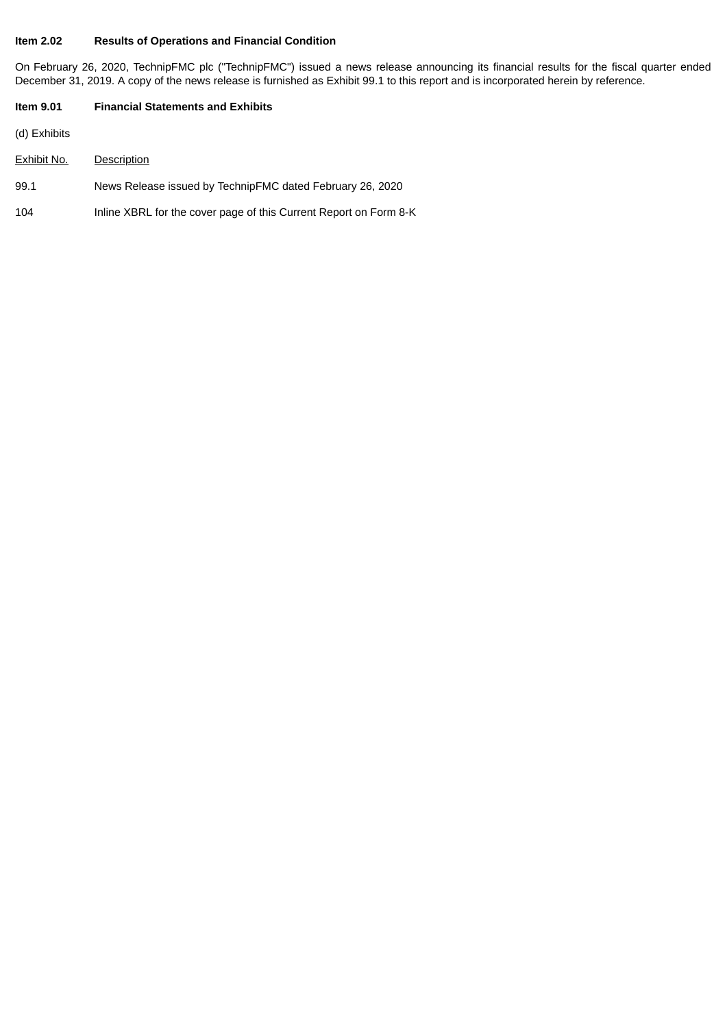**Item 2.02 Results of Operations and Financial Condition**

On February 26, 2020, TechnipFMC plc ("TechnipFMC") issued a news release announcing its financial results for the fiscal quarter ended December 31, 2019. A copy of the news release is furnished as Exhibit 99.1 to this report and is incorporated herein by reference.

**Item 9.01 Financial Statements and Exhibits**

(d) Exhibits

| Exhibit No. | Description |
| --- | --- |
| 99.1 | News Release issued by TechnipFMC dated February 26, 2020 |
| 104 | Inline XBRL for the cover page of this Current Report on Form 8-K |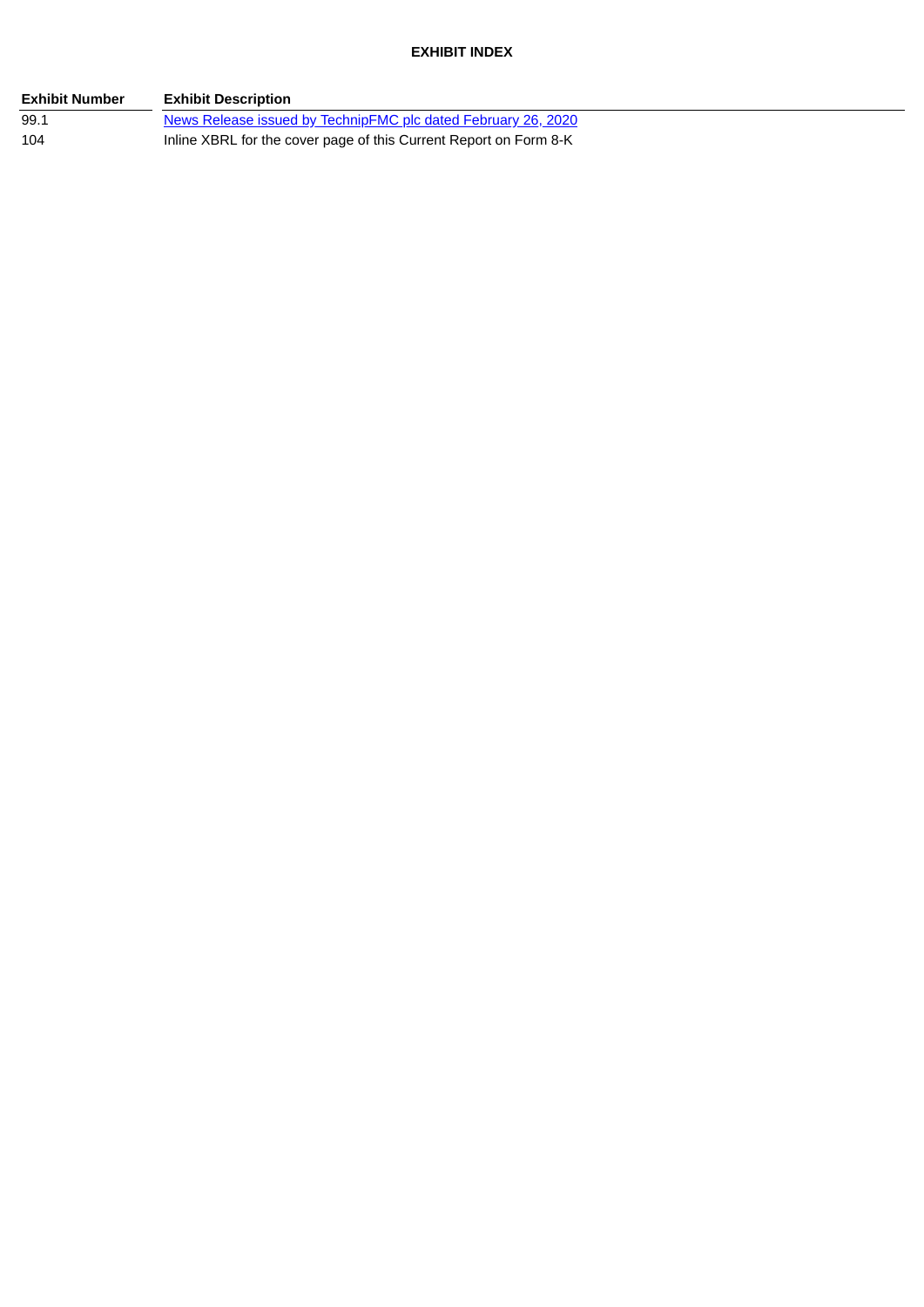**EXHIBIT INDEX**

| Exhibit Number | Exhibit Description |
|---|---|
| 99.1 | News Release issued by TechnipFMC plc dated February 26, 2020 |
| 104 | Inline XBRL for the cover page of this Current Report on Form 8-K |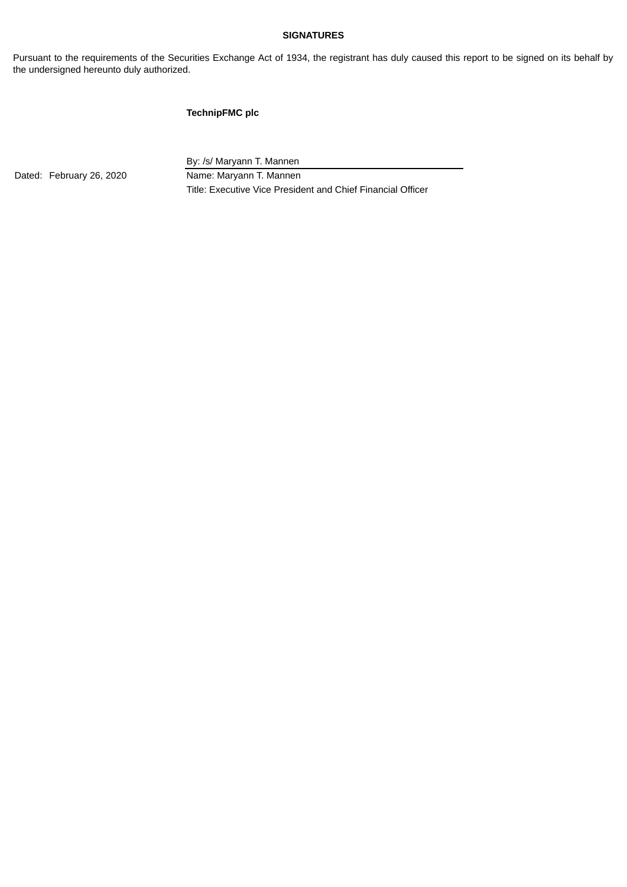**SIGNATURES**

Pursuant to the requirements of the Securities Exchange Act of 1934, the registrant has duly caused this report to be signed on its behalf by the undersigned hereunto duly authorized.

**TechnipFMC plc**

|  |  |
|---|---|
|  | By: /s/ Maryann T. Mannen |
| Dated: February 26, 2020 | Name: Maryann T. Mannen |
|  | Title: Executive Vice President and Chief Financial Officer |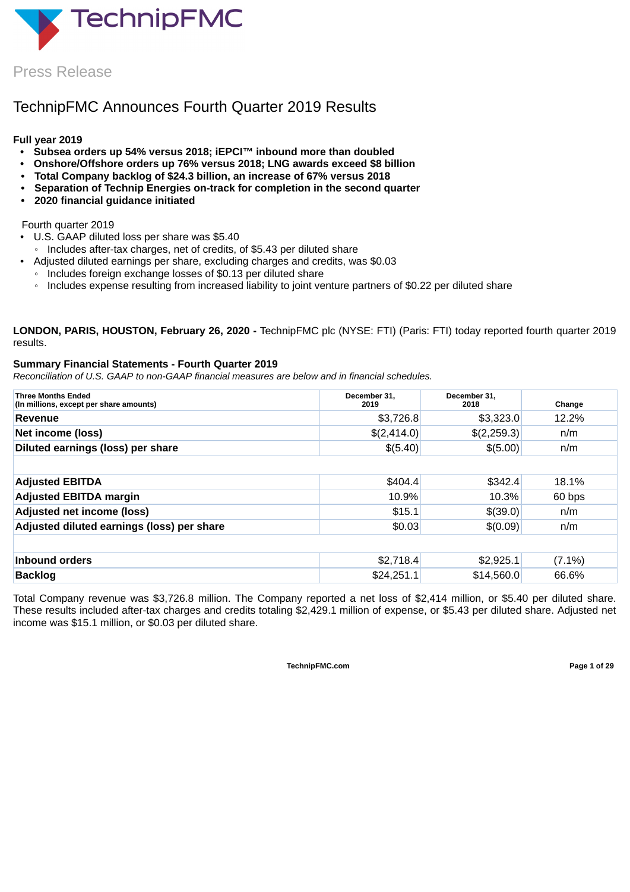# TechnipFMC

Press Release

## TechnipFMC Announces Fourth Quarter 2019 Results

**Full year 2019**

- **Subsea orders up 54% versus 2018; iEPCI™ inbound more than doubled**
- **Onshore/Offshore orders up 76% versus 2018; LNG awards exceed $8 billion**
- **Total Company backlog of $24.3 billion, an increase of 67% versus 2018**
- **Separation of Technip Energies on-track for completion in the second quarter**
- **2020 financial guidance initiated**

Fourth quarter 2019

- U.S. GAAP diluted loss per share was $5.40
  - Includes after-tax charges, net of credits, of $5.43 per diluted share
- Adjusted diluted earnings per share, excluding charges and credits, was $0.03
  - Includes foreign exchange losses of $0.13 per diluted share
  - Includes expense resulting from increased liability to joint venture partners of $0.22 per diluted share

**LONDON, PARIS, HOUSTON, February 26, 2020 -** TechnipFMC plc (NYSE: FTI) (Paris: FTI) today reported fourth quarter 2019 results.

### Summary Financial Statements - Fourth Quarter 2019

*Reconciliation of U.S. GAAP to non-GAAP financial measures are below and in financial schedules.*

| Three Months Ended (In millions, except per share amounts) | December 31, 2019 | December 31, 2018 | Change |
|---|---|---|---|
| **Revenue** | $3,726.8 | $3,323.0 | 12.2% |
| **Net income (loss)** | $(2,414.0) | $(2,259.3) | n/m |
| **Diluted earnings (loss) per share** | $(5.40) | $(5.00) | n/m |
| | | | |
| **Adjusted EBITDA** | $404.4 | $342.4 | 18.1% |
| **Adjusted EBITDA margin** | 10.9% | 10.3% | 60 bps |
| **Adjusted net income (loss)** | $15.1 | $(39.0) | n/m |
| **Adjusted diluted earnings (loss) per share** | $0.03 | $(0.09) | n/m |
| | | | |
| **Inbound orders** | $2,718.4 | $2,925.1 | (7.1%) |
| **Backlog** | $24,251.1 | $14,560.0 | 66.6% |

Total Company revenue was $3,726.8 million. The Company reported a net loss of $2,414 million, or $5.40 per diluted share. These results included after-tax charges and credits totaling $2,429.1 million of expense, or $5.43 per diluted share. Adjusted net income was $15.1 million, or $0.03 per diluted share.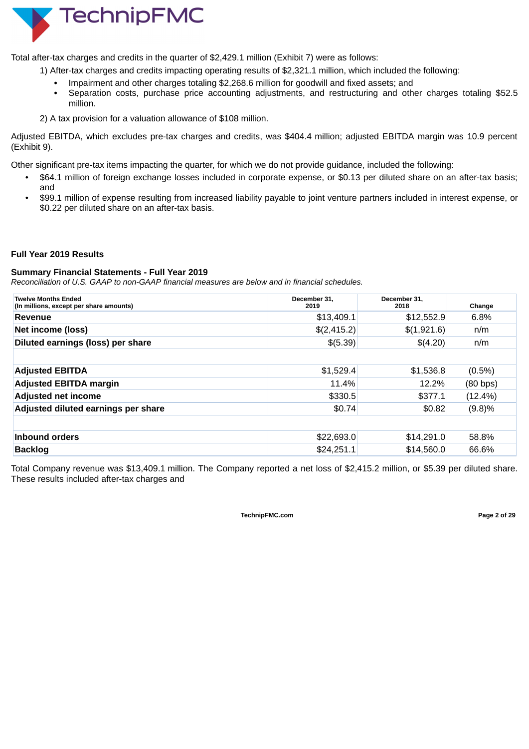Total after-tax charges and credits in the quarter of $2,429.1 million (Exhibit 7) were as follows:

1) After-tax charges and credits impacting operating results of $2,321.1 million, which included the following:
   - Impairment and other charges totaling $2,268.6 million for goodwill and fixed assets; and
   - Separation costs, purchase price accounting adjustments, and restructuring and other charges totaling $52.5 million.

2) A tax provision for a valuation allowance of $108 million.

Adjusted EBITDA, which excludes pre-tax charges and credits, was $404.4 million; adjusted EBITDA margin was 10.9 percent (Exhibit 9).

Other significant pre-tax items impacting the quarter, for which we do not provide guidance, included the following:

- $64.1 million of foreign exchange losses included in corporate expense, or $0.13 per diluted share on an after-tax basis; and
- $99.1 million of expense resulting from increased liability payable to joint venture partners included in interest expense, or $0.22 per diluted share on an after-tax basis.

## Full Year 2019 Results

### Summary Financial Statements - Full Year 2019

*Reconciliation of U.S. GAAP to non-GAAP financial measures are below and in financial schedules.*

| Twelve Months Ended (In millions, except per share amounts) | December 31, 2019 | December 31, 2018 | Change |
|---|---|---|---|
| **Revenue** | $13,409.1 | $12,552.9 | 6.8% |
| **Net income (loss)** | $(2,415.2) | $(1,921.6) | n/m |
| **Diluted earnings (loss) per share** | $(5.39) | $(4.20) | n/m |
| | | | |
| **Adjusted EBITDA** | $1,529.4 | $1,536.8 | (0.5%) |
| **Adjusted EBITDA margin** | 11.4% | 12.2% | (80 bps) |
| **Adjusted net income** | $330.5 | $377.1 | (12.4%) |
| **Adjusted diluted earnings per share** | $0.74 | $0.82 | (9.8)% |
| | | | |
| **Inbound orders** | $22,693.0 | $14,291.0 | 58.8% |
| **Backlog** | $24,251.1 | $14,560.0 | 66.6% |

Total Company revenue was $13,409.1 million. The Company reported a net loss of $2,415.2 million, or $5.39 per diluted share. These results included after-tax charges and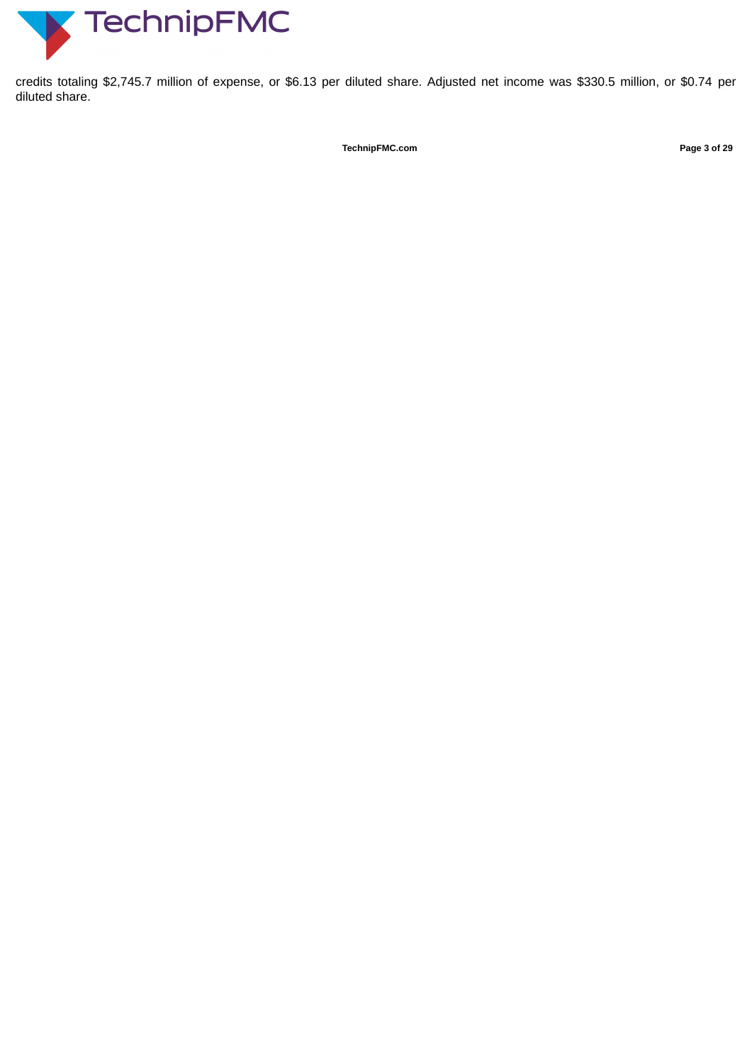credits totaling $2,745.7 million of expense, or $6.13 per diluted share. Adjusted net income was $330.5 million, or $0.74 per diluted share.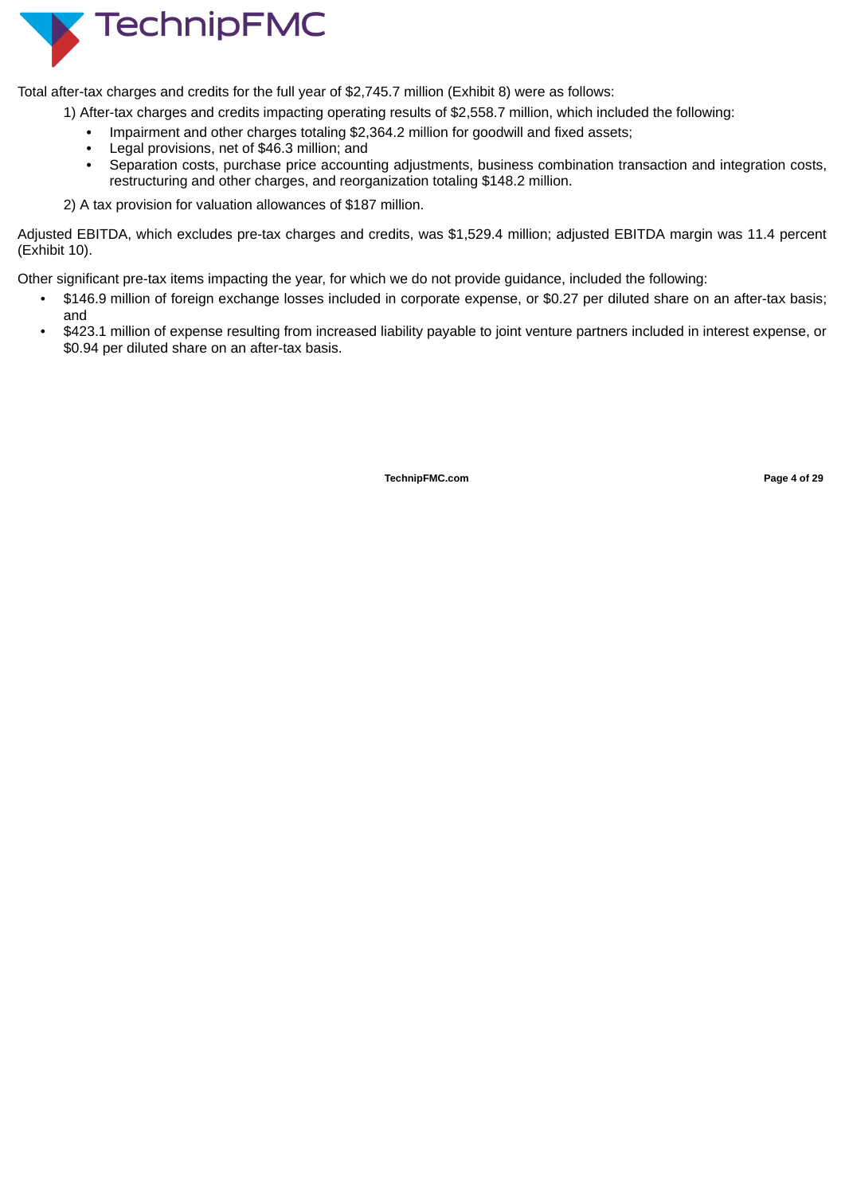Total after-tax charges and credits for the full year of $2,745.7 million (Exhibit 8) were as follows:

1) After-tax charges and credits impacting operating results of $2,558.7 million, which included the following:

- Impairment and other charges totaling $2,364.2 million for goodwill and fixed assets;
- Legal provisions, net of $46.3 million; and
- Separation costs, purchase price accounting adjustments, business combination transaction and integration costs, restructuring and other charges, and reorganization totaling $148.2 million.

2) A tax provision for valuation allowances of $187 million.

Adjusted EBITDA, which excludes pre-tax charges and credits, was $1,529.4 million; adjusted EBITDA margin was 11.4 percent (Exhibit 10).

Other significant pre-tax items impacting the year, for which we do not provide guidance, included the following:

- $146.9 million of foreign exchange losses included in corporate expense, or $0.27 per diluted share on an after-tax basis; and
- $423.1 million of expense resulting from increased liability payable to joint venture partners included in interest expense, or $0.94 per diluted share on an after-tax basis.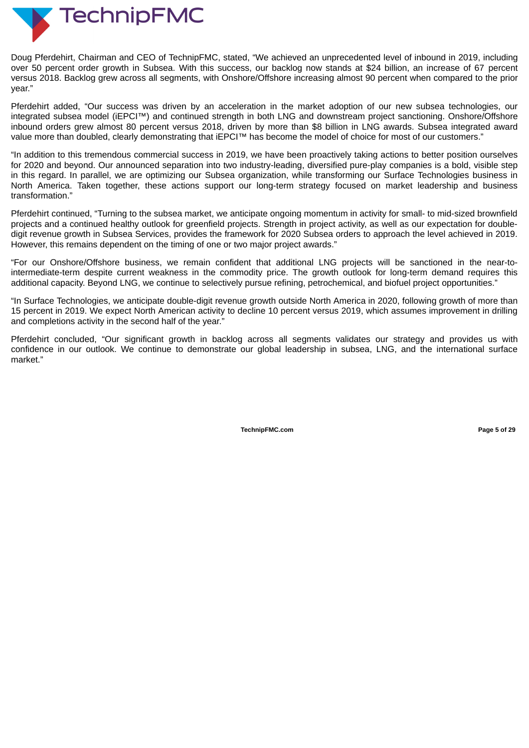Doug Pferdehirt, Chairman and CEO of TechnipFMC, stated, “We achieved an unprecedented level of inbound in 2019, including over 50 percent order growth in Subsea. With this success, our backlog now stands at $24 billion, an increase of 67 percent versus 2018. Backlog grew across all segments, with Onshore/Offshore increasing almost 90 percent when compared to the prior year.”

Pferdehirt added, “Our success was driven by an acceleration in the market adoption of our new subsea technologies, our integrated subsea model (iEPCI™) and continued strength in both LNG and downstream project sanctioning. Onshore/Offshore inbound orders grew almost 80 percent versus 2018, driven by more than $8 billion in LNG awards. Subsea integrated award value more than doubled, clearly demonstrating that iEPCI™ has become the model of choice for most of our customers.”

“In addition to this tremendous commercial success in 2019, we have been proactively taking actions to better position ourselves for 2020 and beyond. Our announced separation into two industry-leading, diversified pure-play companies is a bold, visible step in this regard. In parallel, we are optimizing our Subsea organization, while transforming our Surface Technologies business in North America. Taken together, these actions support our long-term strategy focused on market leadership and business transformation.”

Pferdehirt continued, “Turning to the subsea market, we anticipate ongoing momentum in activity for small- to mid-sized brownfield projects and a continued healthy outlook for greenfield projects. Strength in project activity, as well as our expectation for double-digit revenue growth in Subsea Services, provides the framework for 2020 Subsea orders to approach the level achieved in 2019. However, this remains dependent on the timing of one or two major project awards.”

“For our Onshore/Offshore business, we remain confident that additional LNG projects will be sanctioned in the near-to-intermediate-term despite current weakness in the commodity price. The growth outlook for long-term demand requires this additional capacity. Beyond LNG, we continue to selectively pursue refining, petrochemical, and biofuel project opportunities.”

“In Surface Technologies, we anticipate double-digit revenue growth outside North America in 2020, following growth of more than 15 percent in 2019. We expect North American activity to decline 10 percent versus 2019, which assumes improvement in drilling and completions activity in the second half of the year.”

Pferdehirt concluded, “Our significant growth in backlog across all segments validates our strategy and provides us with confidence in our outlook. We continue to demonstrate our global leadership in subsea, LNG, and the international surface market.”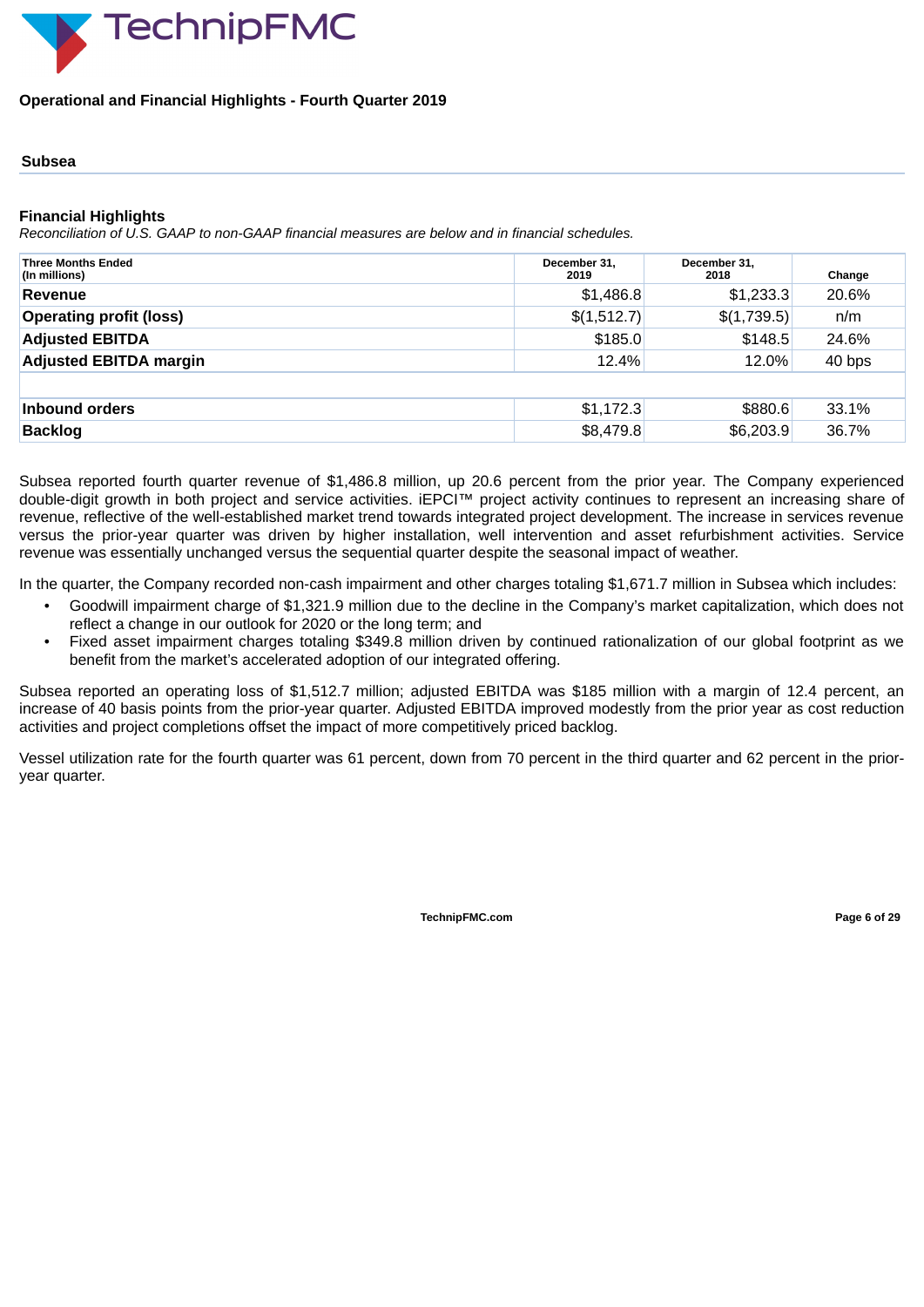## Operational and Financial Highlights - Fourth Quarter 2019

### Subsea

#### Financial Highlights

*Reconciliation of U.S. GAAP to non-GAAP financial measures are below and in financial schedules.*

| Three Months Ended (In millions) | December 31, 2019 | December 31, 2018 | Change |
|---|---|---|---|
| **Revenue** | $1,486.8 | $1,233.3 | 20.6% |
| **Operating profit (loss)** | $(1,512.7) | $(1,739.5) | n/m |
| **Adjusted EBITDA** | $185.0 | $148.5 | 24.6% |
| **Adjusted EBITDA margin** | 12.4% | 12.0% | 40 bps |
| | | | |
| **Inbound orders** | $1,172.3 | $880.6 | 33.1% |
| **Backlog** | $8,479.8 | $6,203.9 | 36.7% |

Subsea reported fourth quarter revenue of $1,486.8 million, up 20.6 percent from the prior year. The Company experienced double-digit growth in both project and service activities. iEPCI™ project activity continues to represent an increasing share of revenue, reflective of the well-established market trend towards integrated project development. The increase in services revenue versus the prior-year quarter was driven by higher installation, well intervention and asset refurbishment activities. Service revenue was essentially unchanged versus the sequential quarter despite the seasonal impact of weather.

In the quarter, the Company recorded non-cash impairment and other charges totaling $1,671.7 million in Subsea which includes:

- Goodwill impairment charge of $1,321.9 million due to the decline in the Company's market capitalization, which does not reflect a change in our outlook for 2020 or the long term; and
- Fixed asset impairment charges totaling $349.8 million driven by continued rationalization of our global footprint as we benefit from the market's accelerated adoption of our integrated offering.

Subsea reported an operating loss of $1,512.7 million; adjusted EBITDA was $185 million with a margin of 12.4 percent, an increase of 40 basis points from the prior-year quarter. Adjusted EBITDA improved modestly from the prior year as cost reduction activities and project completions offset the impact of more competitively priced backlog.

Vessel utilization rate for the fourth quarter was 61 percent, down from 70 percent in the third quarter and 62 percent in the prior-year quarter.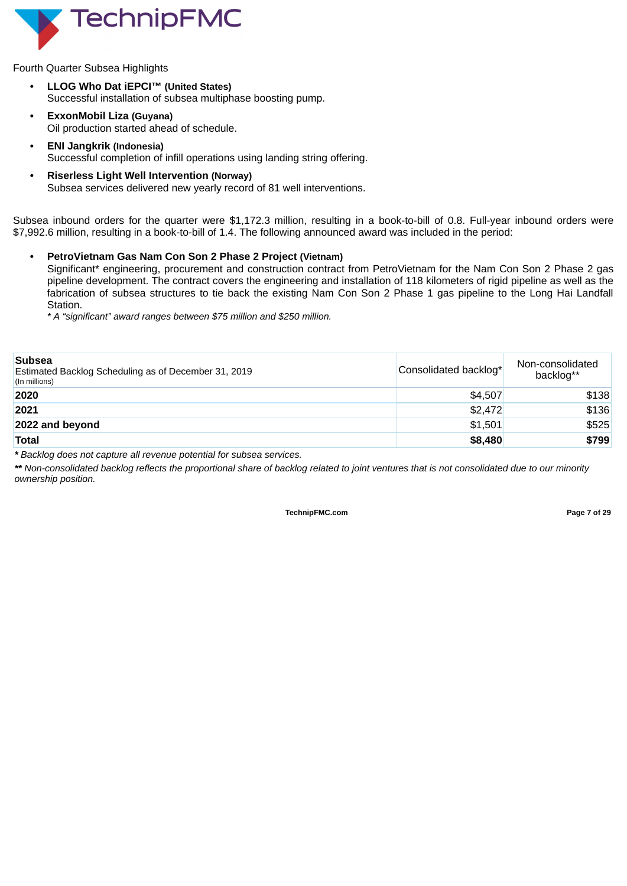Fourth Quarter Subsea Highlights

- **LLOG Who Dat iEPCI™ (United States)**
  Successful installation of subsea multiphase boosting pump.
- **ExxonMobil Liza (Guyana)**
  Oil production started ahead of schedule.
- **ENI Jangkrik (Indonesia)**
  Successful completion of infill operations using landing string offering.
- **Riserless Light Well Intervention (Norway)**
  Subsea services delivered new yearly record of 81 well interventions.

Subsea inbound orders for the quarter were $1,172.3 million, resulting in a book-to-bill of 0.8. Full-year inbound orders were $7,992.6 million, resulting in a book-to-bill of 1.4. The following announced award was included in the period:

- **PetroVietnam Gas Nam Con Son 2 Phase 2 Project (Vietnam)**
  Significant* engineering, procurement and construction contract from PetroVietnam for the Nam Con Son 2 Phase 2 gas pipeline development. The contract covers the engineering and installation of 118 kilometers of rigid pipeline as well as the fabrication of subsea structures to tie back the existing Nam Con Son 2 Phase 1 gas pipeline to the Long Hai Landfall Station.
  *\* A "significant" award ranges between $75 million and $250 million.*

| **Subsea** Estimated Backlog Scheduling as of December 31, 2019 (In millions) | Consolidated backlog* | Non-consolidated backlog** |
|---|---|---|
| **2020** | $4,507 | $138 |
| **2021** | $2,472 | $136 |
| **2022 and beyond** | $1,501 | $525 |
| **Total** | **$8,480** | **$799** |

*\* Backlog does not capture all revenue potential for subsea services.*

*\*\* Non-consolidated backlog reflects the proportional share of backlog related to joint ventures that is not consolidated due to our minority ownership position.*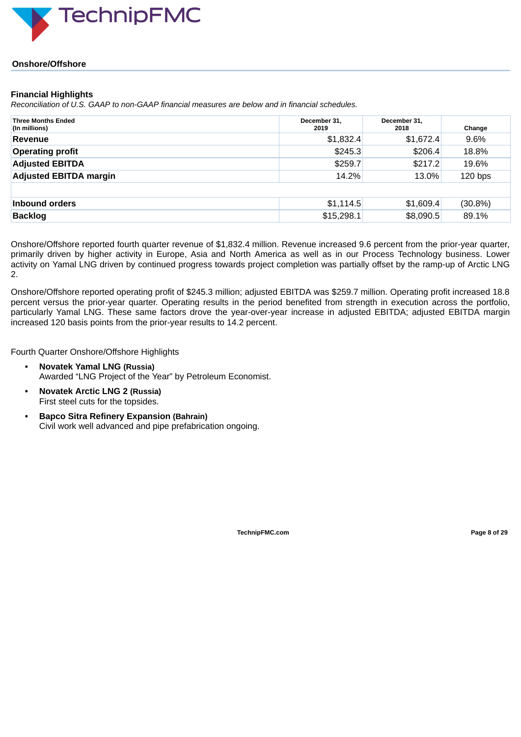## Onshore/Offshore

### Financial Highlights

*Reconciliation of U.S. GAAP to non-GAAP financial measures are below and in financial schedules.*

| Three Months Ended (In millions) | December 31, 2019 | December 31, 2018 | Change |
|---|---|---|---|
| **Revenue** | $1,832.4 | $1,672.4 | 9.6% |
| **Operating profit** | $245.3 | $206.4 | 18.8% |
| **Adjusted EBITDA** | $259.7 | $217.2 | 19.6% |
| **Adjusted EBITDA margin** | 14.2% | 13.0% | 120 bps |
| | | | |
| **Inbound orders** | $1,114.5 | $1,609.4 | (30.8%) |
| **Backlog** | $15,298.1 | $8,090.5 | 89.1% |

Onshore/Offshore reported fourth quarter revenue of $1,832.4 million. Revenue increased 9.6 percent from the prior-year quarter, primarily driven by higher activity in Europe, Asia and North America as well as in our Process Technology business. Lower activity on Yamal LNG driven by continued progress towards project completion was partially offset by the ramp-up of Arctic LNG 2.

Onshore/Offshore reported operating profit of $245.3 million; adjusted EBITDA was $259.7 million. Operating profit increased 18.8 percent versus the prior-year quarter. Operating results in the period benefited from strength in execution across the portfolio, particularly Yamal LNG. These same factors drove the year-over-year increase in adjusted EBITDA; adjusted EBITDA margin increased 120 basis points from the prior-year results to 14.2 percent.

Fourth Quarter Onshore/Offshore Highlights

- **Novatek Yamal LNG (Russia)**
  Awarded "LNG Project of the Year" by Petroleum Economist.
- **Novatek Arctic LNG 2 (Russia)**
  First steel cuts for the topsides.
- **Bapco Sitra Refinery Expansion (Bahrain)**
  Civil work well advanced and pipe prefabrication ongoing.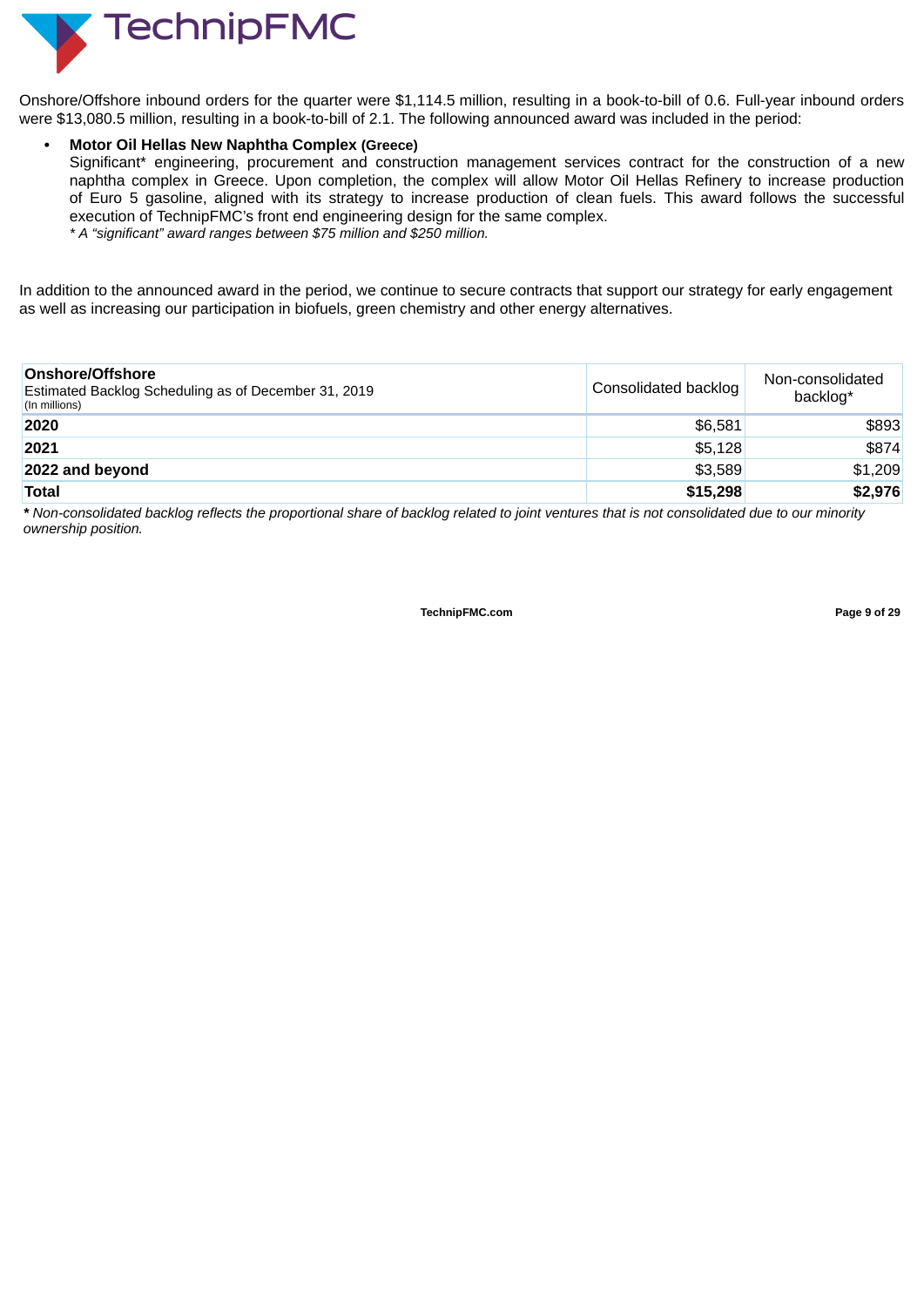Onshore/Offshore inbound orders for the quarter were $1,114.5 million, resulting in a book-to-bill of 0.6. Full-year inbound orders were $13,080.5 million, resulting in a book-to-bill of 2.1. The following announced award was included in the period:

- **Motor Oil Hellas New Naphtha Complex (Greece)**
  Significant* engineering, procurement and construction management services contract for the construction of a new naphtha complex in Greece. Upon completion, the complex will allow Motor Oil Hellas Refinery to increase production of Euro 5 gasoline, aligned with its strategy to increase production of clean fuels. This award follows the successful execution of TechnipFMC's front end engineering design for the same complex.
  *\* A "significant" award ranges between $75 million and $250 million.*

In addition to the announced award in the period, we continue to secure contracts that support our strategy for early engagement as well as increasing our participation in biofuels, green chemistry and other energy alternatives.

| **Onshore/Offshore** Estimated Backlog Scheduling as of December 31, 2019 (In millions) | Consolidated backlog | Non-consolidated backlog* |
|---|---|---|
| **2020** | $6,581 | $893 |
| **2021** | $5,128 | $874 |
| **2022 and beyond** | $3,589 | $1,209 |
| **Total** | **$15,298** | **$2,976** |

*\* Non-consolidated backlog reflects the proportional share of backlog related to joint ventures that is not consolidated due to our minority ownership position.*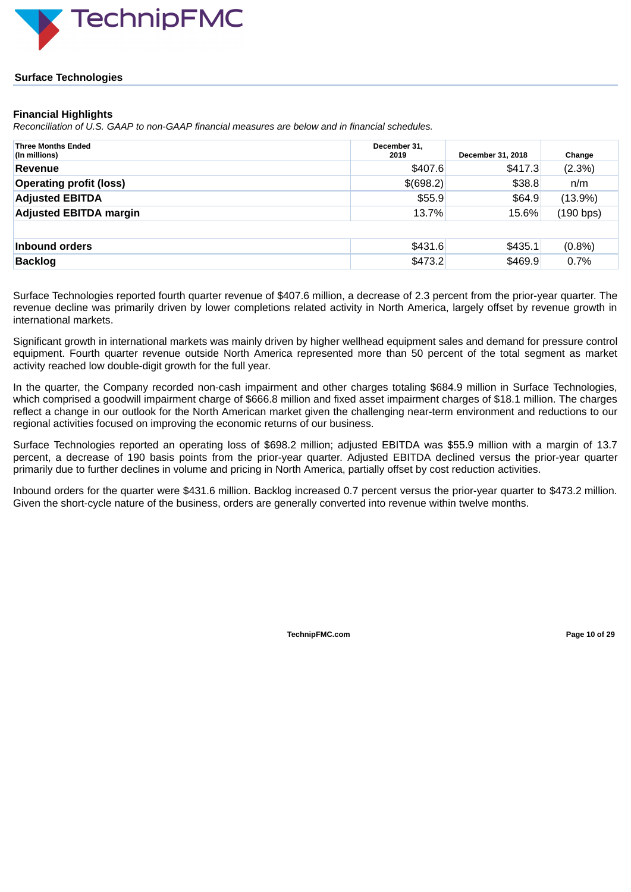## Surface Technologies

### Financial Highlights

*Reconciliation of U.S. GAAP to non-GAAP financial measures are below and in financial schedules.*

| Three Months Ended (In millions) | December 31, 2019 | December 31, 2018 | Change |
|---|---|---|---|
| **Revenue** | $407.6 | $417.3 | (2.3%) |
| **Operating profit (loss)** | $(698.2) | $38.8 | n/m |
| **Adjusted EBITDA** | $55.9 | $64.9 | (13.9%) |
| **Adjusted EBITDA margin** | 13.7% | 15.6% | (190 bps) |
| | | | |
| **Inbound orders** | $431.6 | $435.1 | (0.8%) |
| **Backlog** | $473.2 | $469.9 | 0.7% |

Surface Technologies reported fourth quarter revenue of $407.6 million, a decrease of 2.3 percent from the prior-year quarter. The revenue decline was primarily driven by lower completions related activity in North America, largely offset by revenue growth in international markets.

Significant growth in international markets was mainly driven by higher wellhead equipment sales and demand for pressure control equipment. Fourth quarter revenue outside North America represented more than 50 percent of the total segment as market activity reached low double-digit growth for the full year.

In the quarter, the Company recorded non-cash impairment and other charges totaling $684.9 million in Surface Technologies, which comprised a goodwill impairment charge of $666.8 million and fixed asset impairment charges of $18.1 million. The charges reflect a change in our outlook for the North American market given the challenging near-term environment and reductions to our regional activities focused on improving the economic returns of our business.

Surface Technologies reported an operating loss of $698.2 million; adjusted EBITDA was $55.9 million with a margin of 13.7 percent, a decrease of 190 basis points from the prior-year quarter. Adjusted EBITDA declined versus the prior-year quarter primarily due to further declines in volume and pricing in North America, partially offset by cost reduction activities.

Inbound orders for the quarter were $431.6 million. Backlog increased 0.7 percent versus the prior-year quarter to $473.2 million. Given the short-cycle nature of the business, orders are generally converted into revenue within twelve months.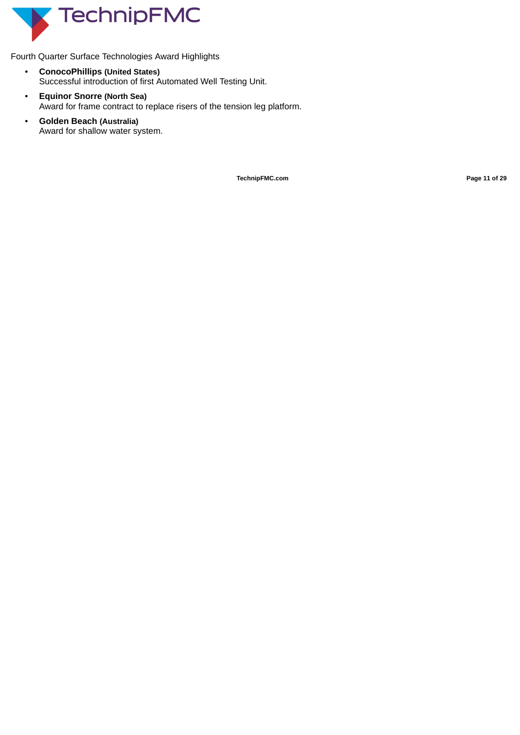Fourth Quarter Surface Technologies Award Highlights

- **ConocoPhillips (United States)**
  Successful introduction of first Automated Well Testing Unit.
- **Equinor Snorre (North Sea)**
  Award for frame contract to replace risers of the tension leg platform.
- **Golden Beach (Australia)**
  Award for shallow water system.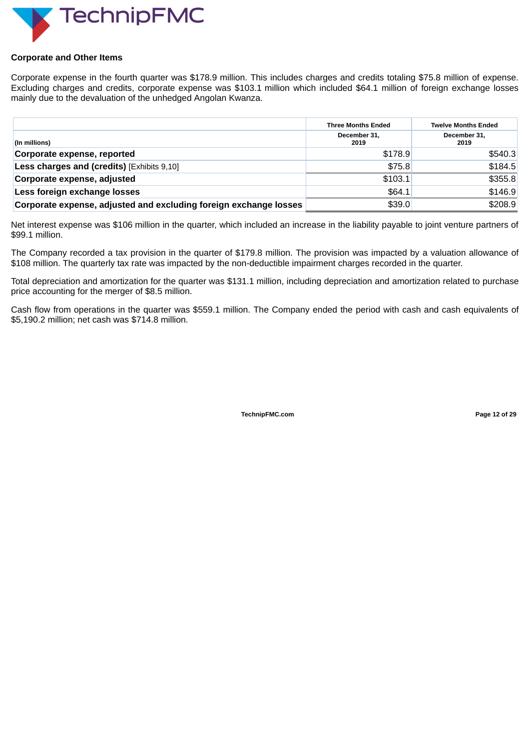## Corporate and Other Items

Corporate expense in the fourth quarter was $178.9 million. This includes charges and credits totaling $75.8 million of expense. Excluding charges and credits, corporate expense was $103.1 million which included $64.1 million of foreign exchange losses mainly due to the devaluation of the unhedged Angolan Kwanza.

| | Three Months Ended | Twelve Months Ended |
|---|---|---|
| (In millions) | December 31, 2019 | December 31, 2019 |
| **Corporate expense, reported** | $178.9 | $540.3 |
| **Less charges and (credits)** [Exhibits 9,10] | $75.8 | $184.5 |
| **Corporate expense, adjusted** | $103.1 | $355.8 |
| **Less foreign exchange losses** | $64.1 | $146.9 |
| **Corporate expense, adjusted and excluding foreign exchange losses** | $39.0 | $208.9 |

Net interest expense was $106 million in the quarter, which included an increase in the liability payable to joint venture partners of $99.1 million.

The Company recorded a tax provision in the quarter of $179.8 million. The provision was impacted by a valuation allowance of $108 million. The quarterly tax rate was impacted by the non-deductible impairment charges recorded in the quarter.

Total depreciation and amortization for the quarter was $131.1 million, including depreciation and amortization related to purchase price accounting for the merger of $8.5 million.

Cash flow from operations in the quarter was $559.1 million. The Company ended the period with cash and cash equivalents of $5,190.2 million; net cash was $714.8 million.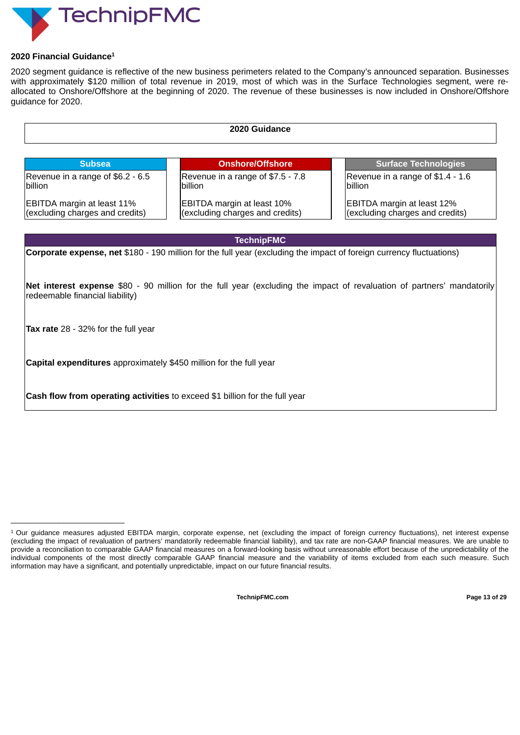## 2020 Financial Guidance[1]

2020 segment guidance is reflective of the new business perimeters related to the Company's announced separation. Businesses with approximately $120 million of total revenue in 2019, most of which was in the Surface Technologies segment, were re-allocated to Onshore/Offshore at the beginning of 2020. The revenue of these businesses is now included in Onshore/Offshore guidance for 2020.

**2020 Guidance**

| Subsea | Onshore/Offshore | Surface Technologies |
|---|---|---|
| Revenue in a range of $6.2 - 6.5 billion | Revenue in a range of $7.5 - 7.8 billion | Revenue in a range of $1.4 - 1.6 billion |
| EBITDA margin at least 11% (excluding charges and credits) | EBITDA margin at least 10% (excluding charges and credits) | EBITDA margin at least 12% (excluding charges and credits) |

**TechnipFMC**

**Corporate expense, net** $180 - 190 million for the full year (excluding the impact of foreign currency fluctuations)

**Net interest expense** $80 - 90 million for the full year (excluding the impact of revaluation of partners' mandatorily redeemable financial liability)

**Tax rate** 28 - 32% for the full year

**Capital expenditures** approximately $450 million for the full year

**Cash flow from operating activities** to exceed $1 billion for the full year

---

[1] Our guidance measures adjusted EBITDA margin, corporate expense, net (excluding the impact of foreign currency fluctuations), net interest expense (excluding the impact of revaluation of partners' mandatorily redeemable financial liability), and tax rate are non-GAAP financial measures. We are unable to provide a reconciliation to comparable GAAP financial measures on a forward-looking basis without unreasonable effort because of the unpredictability of the individual components of the most directly comparable GAAP financial measure and the variability of items excluded from each such measure. Such information may have a significant, and potentially unpredictable, impact on our future financial results.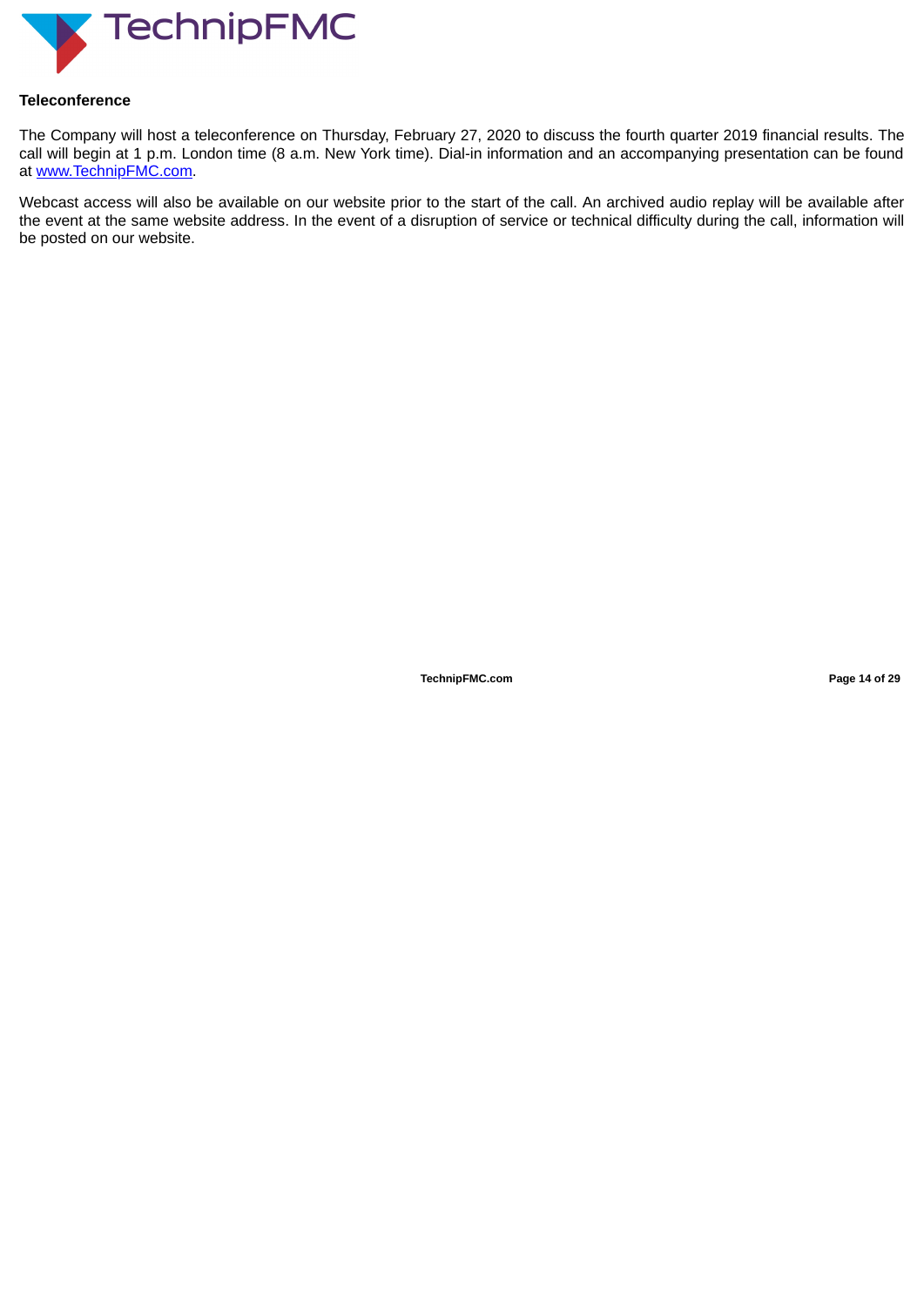### Teleconference

The Company will host a teleconference on Thursday, February 27, 2020 to discuss the fourth quarter 2019 financial results. The call will begin at 1 p.m. London time (8 a.m. New York time). Dial-in information and an accompanying presentation can be found at [www.TechnipFMC.com](http://www.TechnipFMC.com).

Webcast access will also be available on our website prior to the start of the call. An archived audio replay will be available after the event at the same website address. In the event of a disruption of service or technical difficulty during the call, information will be posted on our website.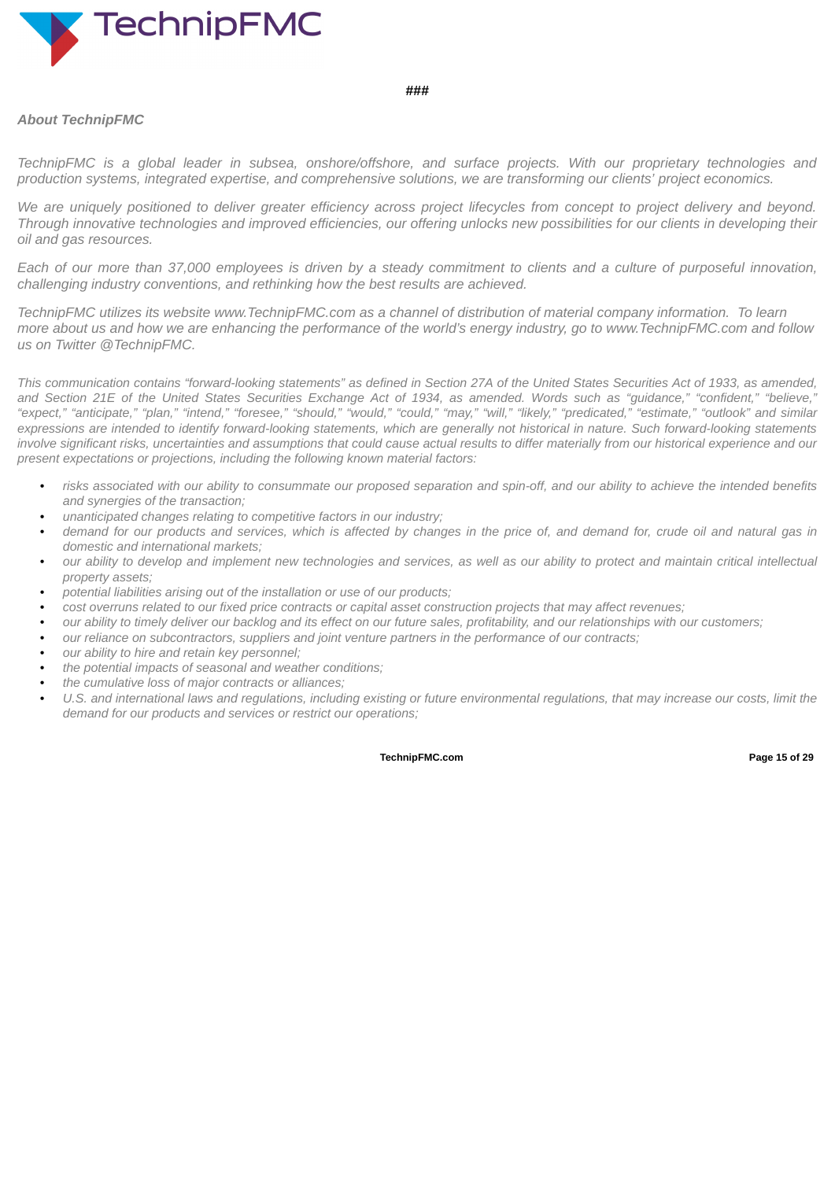###

***About TechnipFMC***

*TechnipFMC is a global leader in subsea, onshore/offshore, and surface projects. With our proprietary technologies and production systems, integrated expertise, and comprehensive solutions, we are transforming our clients' project economics.*

*We are uniquely positioned to deliver greater efficiency across project lifecycles from concept to project delivery and beyond. Through innovative technologies and improved efficiencies, our offering unlocks new possibilities for our clients in developing their oil and gas resources.*

*Each of our more than 37,000 employees is driven by a steady commitment to clients and a culture of purposeful innovation, challenging industry conventions, and rethinking how the best results are achieved.*

*TechnipFMC utilizes its website www.TechnipFMC.com as a channel of distribution of material company information. To learn more about us and how we are enhancing the performance of the world's energy industry, go to www.TechnipFMC.com and follow us on Twitter @TechnipFMC.*

*This communication contains "forward-looking statements" as defined in Section 27A of the United States Securities Act of 1933, as amended, and Section 21E of the United States Securities Exchange Act of 1934, as amended. Words such as "guidance," "confident," "believe," "expect," "anticipate," "plan," "intend," "foresee," "should," "would," "could," "may," "will," "likely," "predicated," "estimate," "outlook" and similar expressions are intended to identify forward-looking statements, which are generally not historical in nature. Such forward-looking statements involve significant risks, uncertainties and assumptions that could cause actual results to differ materially from our historical experience and our present expectations or projections, including the following known material factors:*

- *risks associated with our ability to consummate our proposed separation and spin-off, and our ability to achieve the intended benefits and synergies of the transaction;*
- *unanticipated changes relating to competitive factors in our industry;*
- *demand for our products and services, which is affected by changes in the price of, and demand for, crude oil and natural gas in domestic and international markets;*
- *our ability to develop and implement new technologies and services, as well as our ability to protect and maintain critical intellectual property assets;*
- *potential liabilities arising out of the installation or use of our products;*
- *cost overruns related to our fixed price contracts or capital asset construction projects that may affect revenues;*
- *our ability to timely deliver our backlog and its effect on our future sales, profitability, and our relationships with our customers;*
- *our reliance on subcontractors, suppliers and joint venture partners in the performance of our contracts;*
- *our ability to hire and retain key personnel;*
- *the potential impacts of seasonal and weather conditions;*
- *the cumulative loss of major contracts or alliances;*
- *U.S. and international laws and regulations, including existing or future environmental regulations, that may increase our costs, limit the demand for our products and services or restrict our operations;*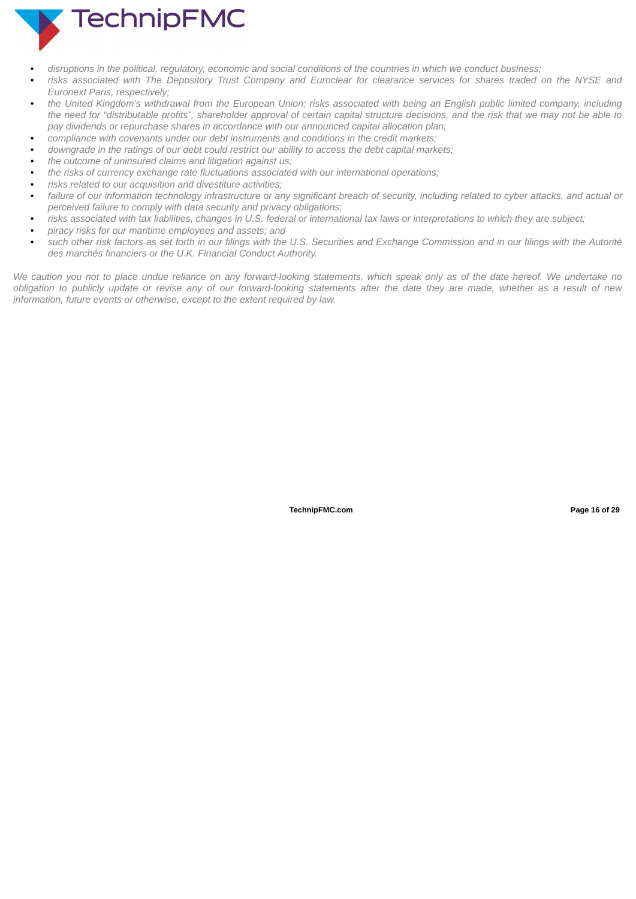- *disruptions in the political, regulatory, economic and social conditions of the countries in which we conduct business;*
- *risks associated with The Depository Trust Company and Euroclear for clearance services for shares traded on the NYSE and Euronext Paris, respectively;*
- *the United Kingdom's withdrawal from the European Union; risks associated with being an English public limited company, including the need for "distributable profits", shareholder approval of certain capital structure decisions, and the risk that we may not be able to pay dividends or repurchase shares in accordance with our announced capital allocation plan;*
- *compliance with covenants under our debt instruments and conditions in the credit markets;*
- *downgrade in the ratings of our debt could restrict our ability to access the debt capital markets;*
- *the outcome of uninsured claims and litigation against us;*
- *the risks of currency exchange rate fluctuations associated with our international operations;*
- *risks related to our acquisition and divestiture activities;*
- *failure of our information technology infrastructure or any significant breach of security, including related to cyber attacks, and actual or perceived failure to comply with data security and privacy obligations;*
- *risks associated with tax liabilities, changes in U.S. federal or international tax laws or interpretations to which they are subject;*
- *piracy risks for our maritime employees and assets; and*
- *such other risk factors as set forth in our filings with the U.S. Securities and Exchange Commission and in our filings with the Autorité des marchés financiers or the U.K. Financial Conduct Authority.*

*We caution you not to place undue reliance on any forward-looking statements, which speak only as of the date hereof. We undertake no obligation to publicly update or revise any of our forward-looking statements after the date they are made, whether as a result of new information, future events or otherwise, except to the extent required by law.*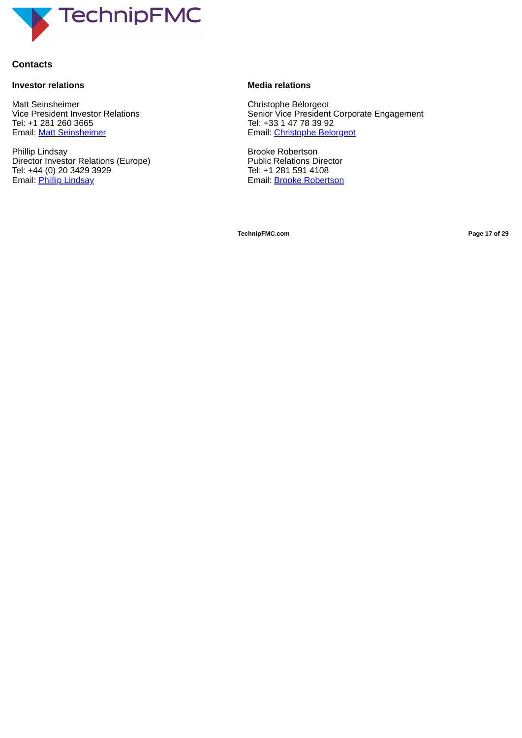## Contacts

### Investor relations

Matt Seinsheimer
Vice President Investor Relations
Tel: +1 281 260 3665
Email: Matt Seinsheimer

Phillip Lindsay
Director Investor Relations (Europe)
Tel: +44 (0) 20 3429 3929
Email: Phillip Lindsay

### Media relations

Christophe Bélorgeot
Senior Vice President Corporate Engagement
Tel: +33 1 47 78 39 92
Email: Christophe Belorgeot

Brooke Robertson
Public Relations Director
Tel: +1 281 591 4108
Email: Brooke Robertson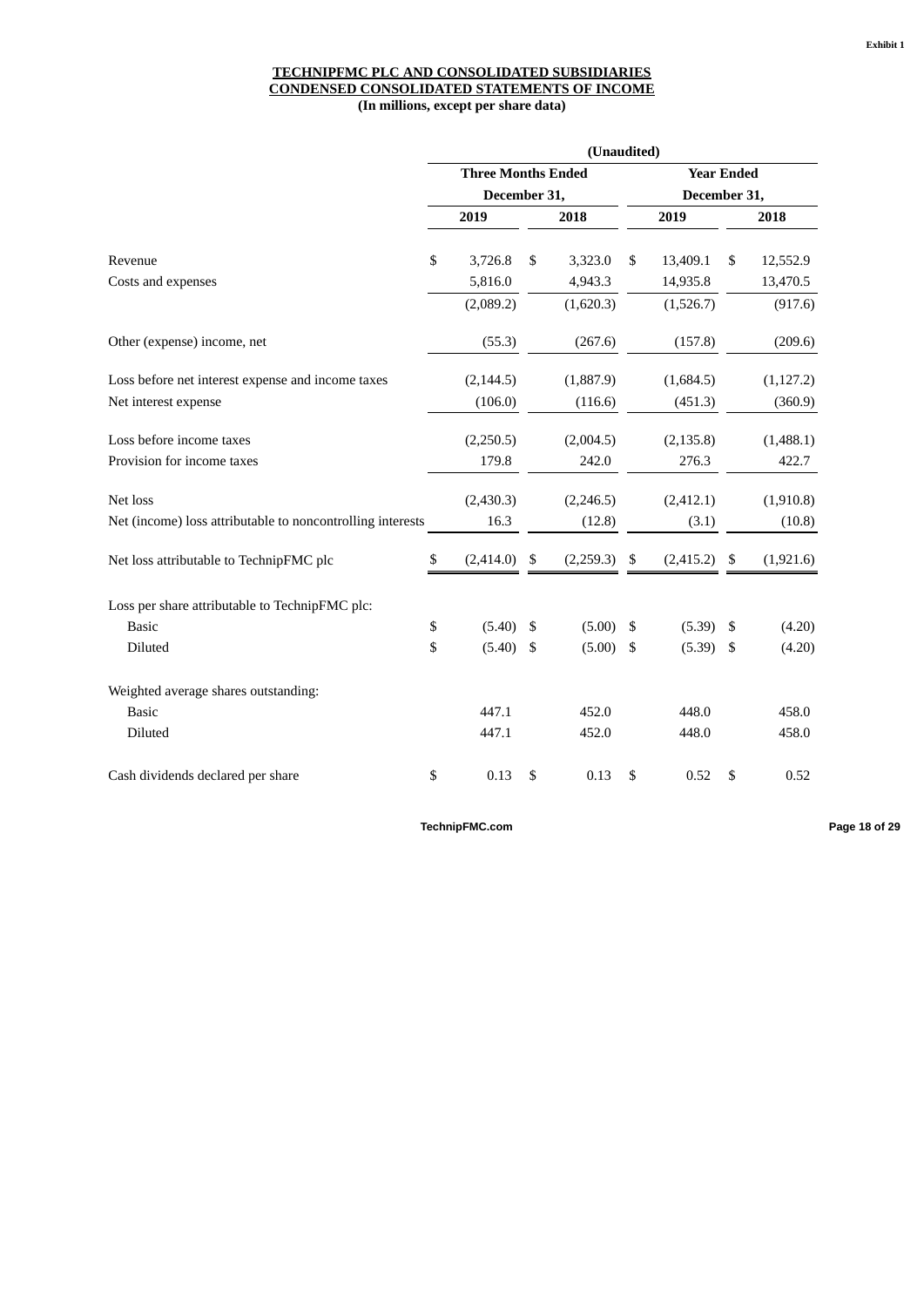Exhibit 1

**TECHNIPFMC PLC AND CONSOLIDATED SUBSIDIARIES**
**CONDENSED CONSOLIDATED STATEMENTS OF INCOME**
**(In millions, except per share data)**

| | (Unaudited) | | | |
|---|---|---|---|---|
| | Three Months Ended December 31, | | Year Ended December 31, | |
| | 2019 | 2018 | 2019 | 2018 |
| Revenue | $ 3,726.8 | $ 3,323.0 | $ 13,409.1 | $ 12,552.9 |
| Costs and expenses | 5,816.0 | 4,943.3 | 14,935.8 | 13,470.5 |
| | (2,089.2) | (1,620.3) | (1,526.7) | (917.6) |
| Other (expense) income, net | (55.3) | (267.6) | (157.8) | (209.6) |
| Loss before net interest expense and income taxes | (2,144.5) | (1,887.9) | (1,684.5) | (1,127.2) |
| Net interest expense | (106.0) | (116.6) | (451.3) | (360.9) |
| Loss before income taxes | (2,250.5) | (2,004.5) | (2,135.8) | (1,488.1) |
| Provision for income taxes | 179.8 | 242.0 | 276.3 | 422.7 |
| Net loss | (2,430.3) | (2,246.5) | (2,412.1) | (1,910.8) |
| Net (income) loss attributable to noncontrolling interests | 16.3 | (12.8) | (3.1) | (10.8) |
| Net loss attributable to TechnipFMC plc | $ (2,414.0) | $ (2,259.3) | $ (2,415.2) | $ (1,921.6) |
| Loss per share attributable to TechnipFMC plc: | | | | |
| Basic | $ (5.40) | $ (5.00) | $ (5.39) | $ (4.20) |
| Diluted | $ (5.40) | $ (5.00) | $ (5.39) | $ (4.20) |
| Weighted average shares outstanding: | | | | |
| Basic | 447.1 | 452.0 | 448.0 | 458.0 |
| Diluted | 447.1 | 452.0 | 448.0 | 458.0 |
| Cash dividends declared per share | $ 0.13 | $ 0.13 | $ 0.52 | $ 0.52 |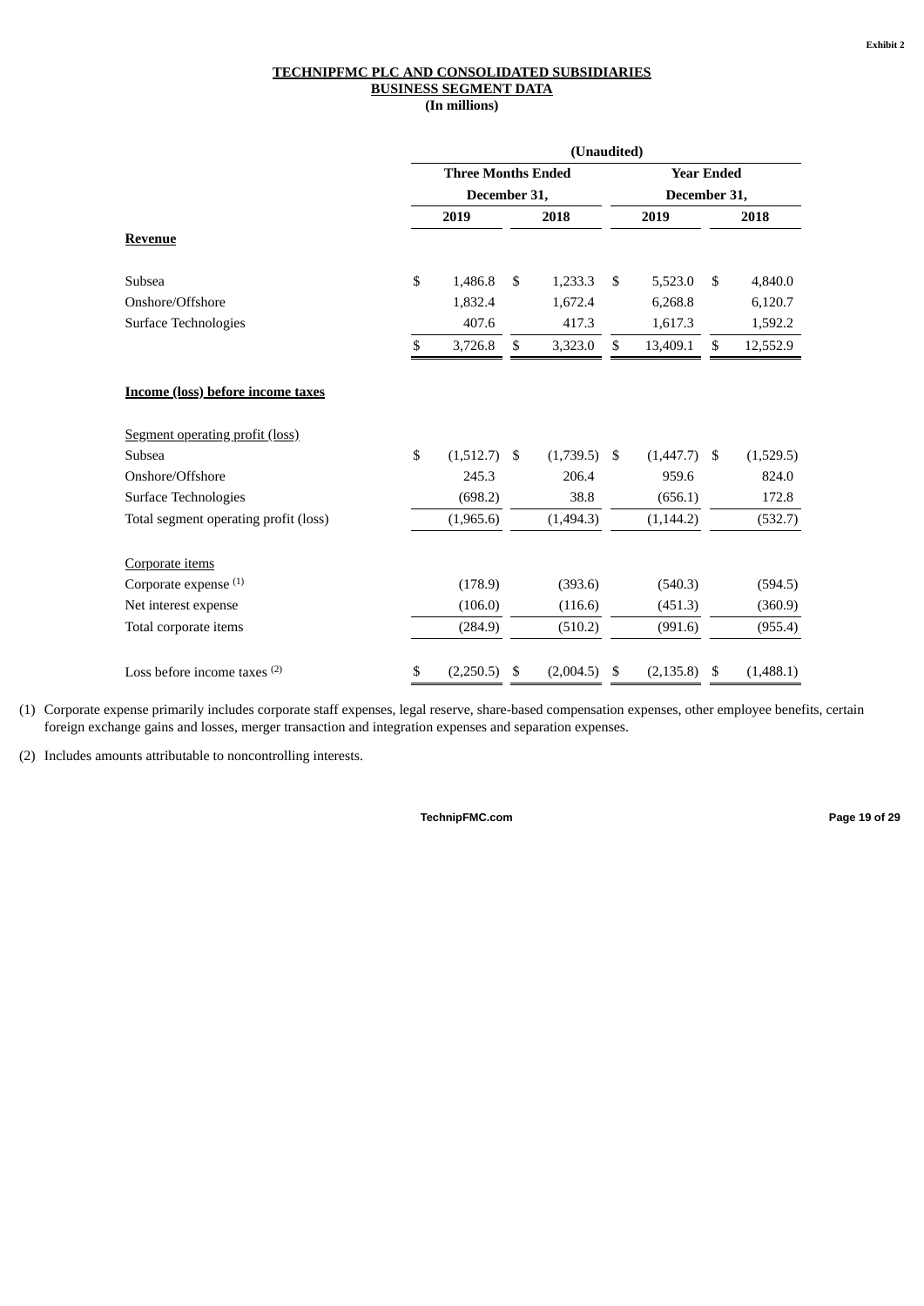**Exhibit 2**

**TECHNIPFMC PLC AND CONSOLIDATED SUBSIDIARIES**
**BUSINESS SEGMENT DATA**
**(In millions)**

| | (Unaudited) | | | |
|---|---|---|---|---|
| | Three Months Ended December 31, | | Year Ended December 31, | |
| | 2019 | 2018 | 2019 | 2018 |
| **Revenue** | | | | |
| Subsea | $ 1,486.8 | $ 1,233.3 | $ 5,523.0 | $ 4,840.0 |
| Onshore/Offshore | 1,832.4 | 1,672.4 | 6,268.8 | 6,120.7 |
| Surface Technologies | 407.6 | 417.3 | 1,617.3 | 1,592.2 |
| | $ 3,726.8 | $ 3,323.0 | $ 13,409.1 | $ 12,552.9 |
| **Income (loss) before income taxes** | | | | |
| Segment operating profit (loss) | | | | |
| Subsea | $ (1,512.7) | $ (1,739.5) | $ (1,447.7) | $ (1,529.5) |
| Onshore/Offshore | 245.3 | 206.4 | 959.6 | 824.0 |
| Surface Technologies | (698.2) | 38.8 | (656.1) | 172.8 |
| Total segment operating profit (loss) | (1,965.6) | (1,494.3) | (1,144.2) | (532.7) |
| Corporate items | | | | |
| Corporate expense [(1)] | (178.9) | (393.6) | (540.3) | (594.5) |
| Net interest expense | (106.0) | (116.6) | (451.3) | (360.9) |
| Total corporate items | (284.9) | (510.2) | (991.6) | (955.4) |
| Loss before income taxes [(2)] | $ (2,250.5) | $ (2,004.5) | $ (2,135.8) | $ (1,488.1) |

(1) Corporate expense primarily includes corporate staff expenses, legal reserve, share-based compensation expenses, other employee benefits, certain foreign exchange gains and losses, merger transaction and integration expenses and separation expenses.

(2) Includes amounts attributable to noncontrolling interests.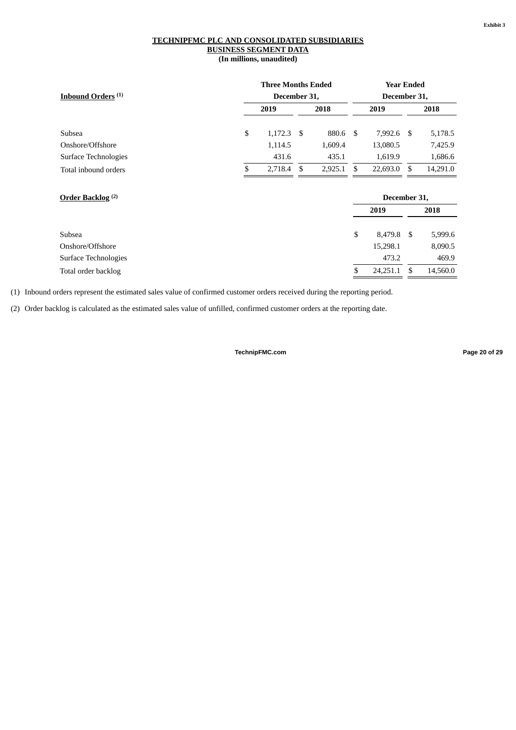Exhibit 3

**TECHNIPFMC PLC AND CONSOLIDATED SUBSIDIARIES**
**BUSINESS SEGMENT DATA**
**(In millions, unaudited)**

| Inbound Orders [(1)] | Three Months Ended December 31, | | Year Ended December 31, | |
|---|---|---|---|---|
| | 2019 | 2018 | 2019 | 2018 |
| Subsea | $ 1,172.3 | $ 880.6 | $ 7,992.6 | $ 5,178.5 |
| Onshore/Offshore | 1,114.5 | 1,609.4 | 13,080.5 | 7,425.9 |
| Surface Technologies | 431.6 | 435.1 | 1,619.9 | 1,686.6 |
| Total inbound orders | $ 2,718.4 | $ 2,925.1 | $ 22,693.0 | $ 14,291.0 |

| Order Backlog [(2)] | December 31, | |
|---|---|---|
| | 2019 | 2018 |
| Subsea | $ 8,479.8 | $ 5,999.6 |
| Onshore/Offshore | 15,298.1 | 8,090.5 |
| Surface Technologies | 473.2 | 469.9 |
| Total order backlog | $ 24,251.1 | $ 14,560.0 |

(1) Inbound orders represent the estimated sales value of confirmed customer orders received during the reporting period.

(2) Order backlog is calculated as the estimated sales value of unfilled, confirmed customer orders at the reporting date.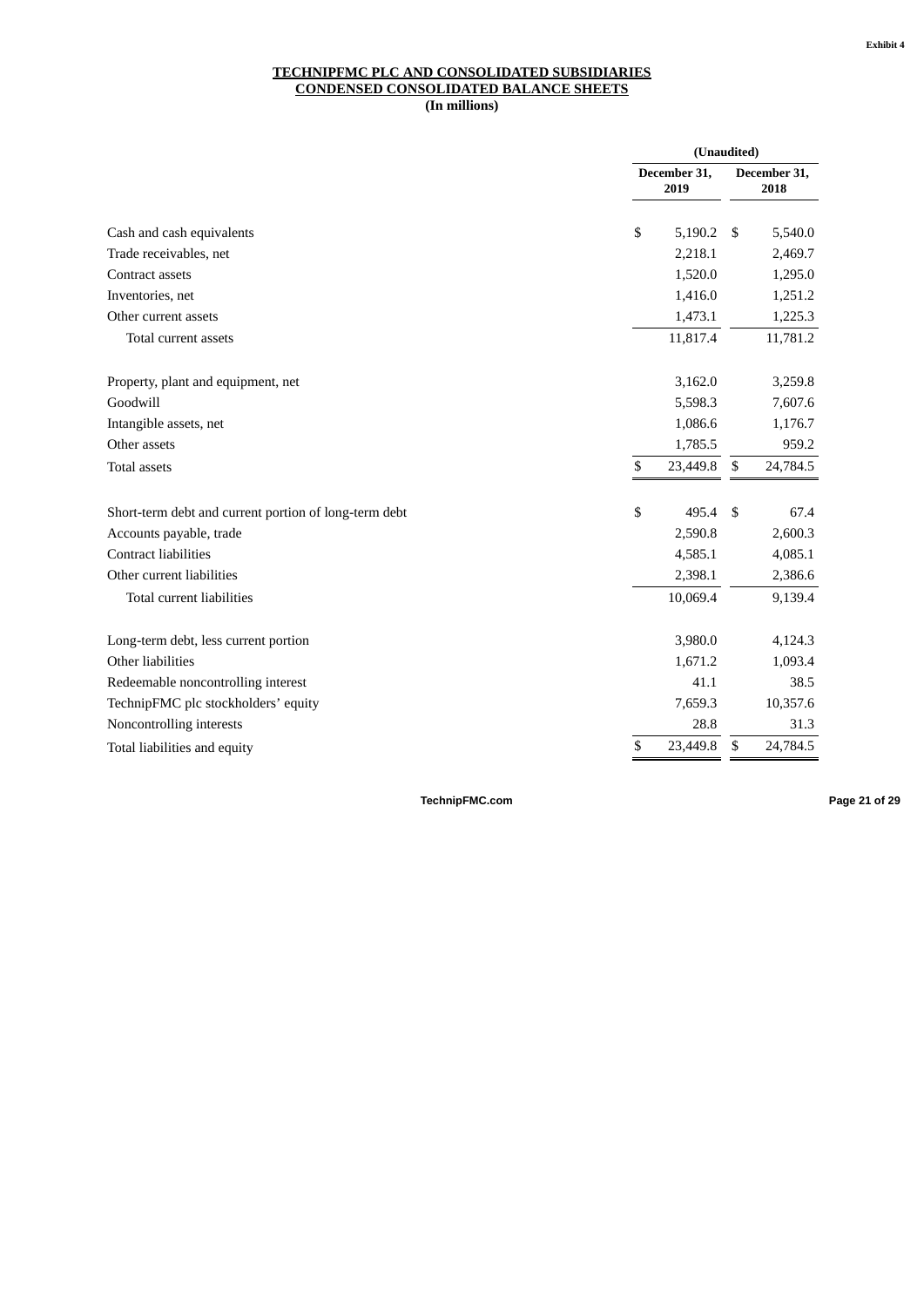Exhibit 4

**TECHNIPFMC PLC AND CONSOLIDATED SUBSIDIARIES**
**CONDENSED CONSOLIDATED BALANCE SHEETS**
**(In millions)**

| | (Unaudited) | |
|---|---|---|
| | December 31, 2019 | December 31, 2018 |
| Cash and cash equivalents | $ 5,190.2 | $ 5,540.0 |
| Trade receivables, net | 2,218.1 | 2,469.7 |
| Contract assets | 1,520.0 | 1,295.0 |
| Inventories, net | 1,416.0 | 1,251.2 |
| Other current assets | 1,473.1 | 1,225.3 |
| Total current assets | 11,817.4 | 11,781.2 |
| | | |
| Property, plant and equipment, net | 3,162.0 | 3,259.8 |
| Goodwill | 5,598.3 | 7,607.6 |
| Intangible assets, net | 1,086.6 | 1,176.7 |
| Other assets | 1,785.5 | 959.2 |
| Total assets | $ 23,449.8 | $ 24,784.5 |
| | | |
| Short-term debt and current portion of long-term debt | $ 495.4 | $ 67.4 |
| Accounts payable, trade | 2,590.8 | 2,600.3 |
| Contract liabilities | 4,585.1 | 4,085.1 |
| Other current liabilities | 2,398.1 | 2,386.6 |
| Total current liabilities | 10,069.4 | 9,139.4 |
| | | |
| Long-term debt, less current portion | 3,980.0 | 4,124.3 |
| Other liabilities | 1,671.2 | 1,093.4 |
| Redeemable noncontrolling interest | 41.1 | 38.5 |
| TechnipFMC plc stockholders' equity | 7,659.3 | 10,357.6 |
| Noncontrolling interests | 28.8 | 31.3 |
| Total liabilities and equity | $ 23,449.8 | $ 24,784.5 |

TechnipFMC.com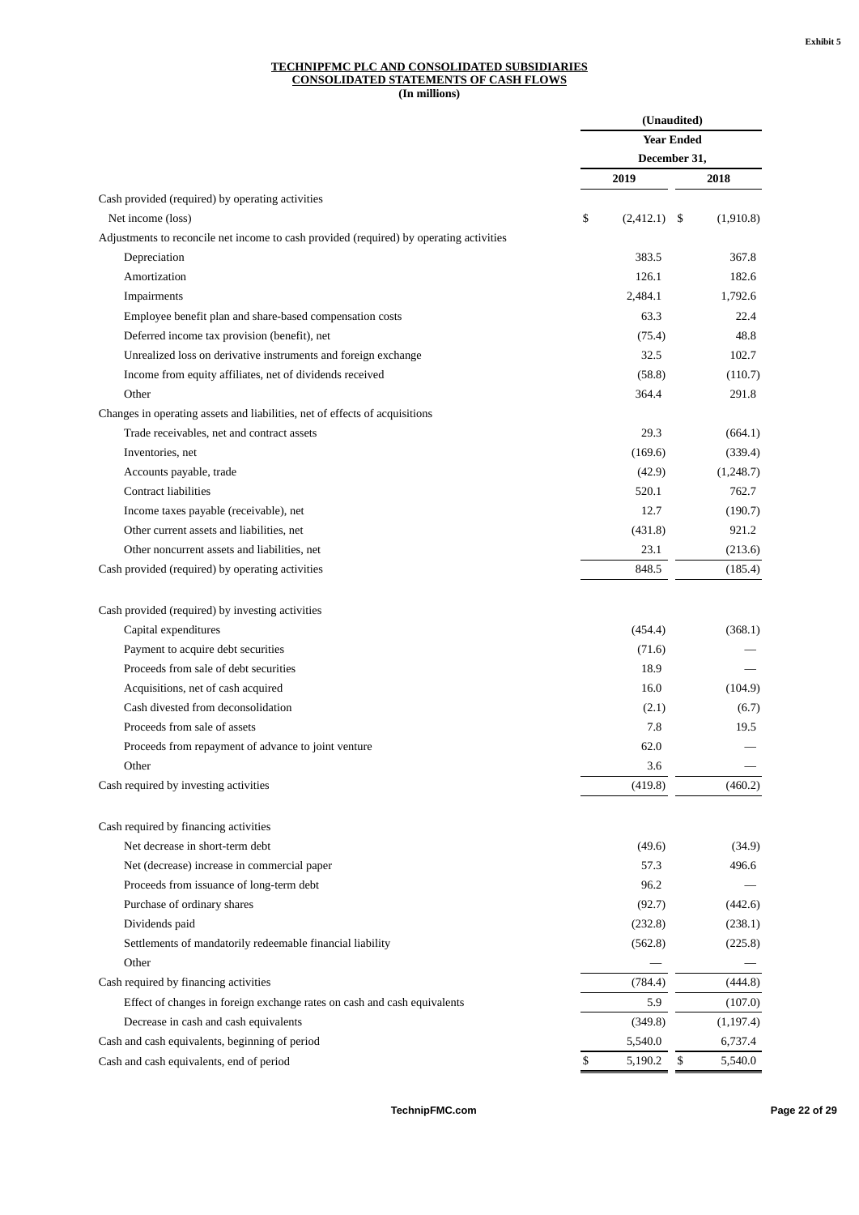Exhibit 5

**TECHNIPFMC PLC AND CONSOLIDATED SUBSIDIARIES**
**CONSOLIDATED STATEMENTS OF CASH FLOWS**
**(In millions)**

| | (Unaudited) | |
|---|---|---|
| | Year Ended December 31, | |
| | 2019 | 2018 |
| Cash provided (required) by operating activities | | |
| Net income (loss) | $ (2,412.1) | $ (1,910.8) |
| Adjustments to reconcile net income to cash provided (required) by operating activities | | |
| Depreciation | 383.5 | 367.8 |
| Amortization | 126.1 | 182.6 |
| Impairments | 2,484.1 | 1,792.6 |
| Employee benefit plan and share-based compensation costs | 63.3 | 22.4 |
| Deferred income tax provision (benefit), net | (75.4) | 48.8 |
| Unrealized loss on derivative instruments and foreign exchange | 32.5 | 102.7 |
| Income from equity affiliates, net of dividends received | (58.8) | (110.7) |
| Other | 364.4 | 291.8 |
| Changes in operating assets and liabilities, net of effects of acquisitions | | |
| Trade receivables, net and contract assets | 29.3 | (664.1) |
| Inventories, net | (169.6) | (339.4) |
| Accounts payable, trade | (42.9) | (1,248.7) |
| Contract liabilities | 520.1 | 762.7 |
| Income taxes payable (receivable), net | 12.7 | (190.7) |
| Other current assets and liabilities, net | (431.8) | 921.2 |
| Other noncurrent assets and liabilities, net | 23.1 | (213.6) |
| Cash provided (required) by operating activities | 848.5 | (185.4) |
| | | |
| Cash provided (required) by investing activities | | |
| Capital expenditures | (454.4) | (368.1) |
| Payment to acquire debt securities | (71.6) | — |
| Proceeds from sale of debt securities | 18.9 | — |
| Acquisitions, net of cash acquired | 16.0 | (104.9) |
| Cash divested from deconsolidation | (2.1) | (6.7) |
| Proceeds from sale of assets | 7.8 | 19.5 |
| Proceeds from repayment of advance to joint venture | 62.0 | — |
| Other | 3.6 | — |
| Cash required by investing activities | (419.8) | (460.2) |
| | | |
| Cash required by financing activities | | |
| Net decrease in short-term debt | (49.6) | (34.9) |
| Net (decrease) increase in commercial paper | 57.3 | 496.6 |
| Proceeds from issuance of long-term debt | 96.2 | — |
| Purchase of ordinary shares | (92.7) | (442.6) |
| Dividends paid | (232.8) | (238.1) |
| Settlements of mandatorily redeemable financial liability | (562.8) | (225.8) |
| Other | — | — |
| Cash required by financing activities | (784.4) | (444.8) |
| Effect of changes in foreign exchange rates on cash and cash equivalents | 5.9 | (107.0) |
| Decrease in cash and cash equivalents | (349.8) | (1,197.4) |
| Cash and cash equivalents, beginning of period | 5,540.0 | 6,737.4 |
| Cash and cash equivalents, end of period | $ 5,190.2 | $ 5,540.0 |

TechnipFMC.com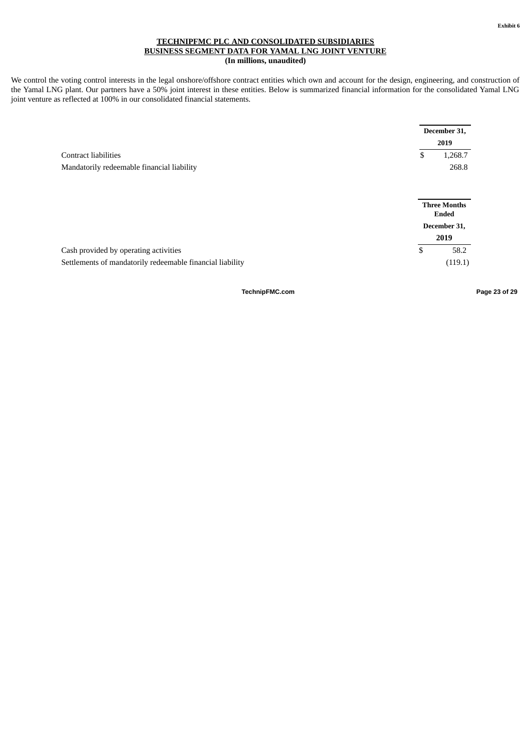Exhibit 6

**TECHNIPFMC PLC AND CONSOLIDATED SUBSIDIARIES**
**BUSINESS SEGMENT DATA FOR YAMAL LNG JOINT VENTURE**
**(In millions, unaudited)**

We control the voting control interests in the legal onshore/offshore contract entities which own and account for the design, engineering, and construction of the Yamal LNG plant. Our partners have a 50% joint interest in these entities. Below is summarized financial information for the consolidated Yamal LNG joint venture as reflected at 100% in our consolidated financial statements.

| | December 31, 2019 |
|---|---|
| Contract liabilities | $ 1,268.7 |
| Mandatorily redeemable financial liability | 268.8 |

| | Three Months Ended December 31, 2019 |
|---|---|
| Cash provided by operating activities | $ 58.2 |
| Settlements of mandatorily redeemable financial liability | (119.1) |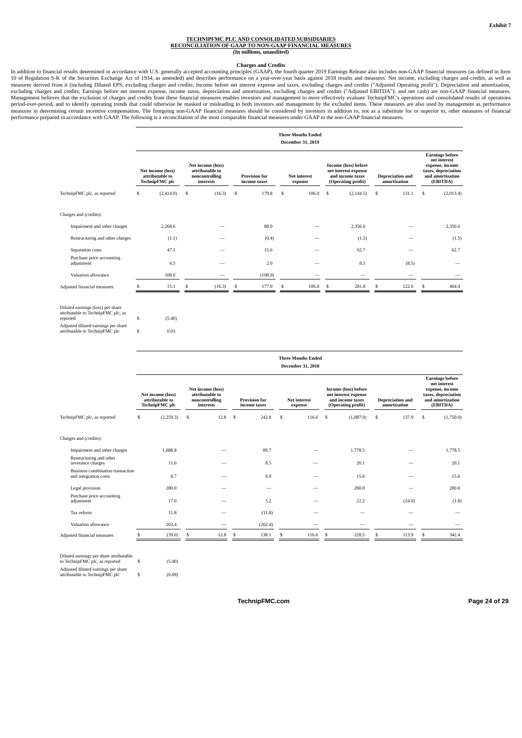Exhibit 7

**TECHNIPFMC PLC AND CONSOLIDATED SUBSIDIARIES**
**RECONCILIATION OF GAAP TO NON-GAAP FINANCIAL MEASURES**
**(In millions, unaudited)**

**Charges and Credits**

In addition to financial results determined in accordance with U.S. generally accepted accounting principles (GAAP), the fourth quarter 2019 Earnings Release also includes non-GAAP financial measures (as defined in Item 10 of Regulation S-K of the Securities Exchange Act of 1934, as amended) and describes performance on a year-over-year basis against 2018 results and measures. Net income, excluding charges and credits, as well as measures derived from it (including Diluted EPS, excluding charges and credits; Income before net interest expense and taxes, excluding charges and credits ("Adjusted Operating profit"); Depreciation and amortization, excluding charges and credits; Earnings before net interest expense, income taxes, depreciation and amortization, excluding charges and credits ("Adjusted EBITDA"); and net cash) are non-GAAP financial measures. Management believes that the exclusion of charges and credits from these financial measures enables investors and management to more effectively evaluate TechnipFMC's operations and consolidated results of operations period-over-period, and to identify operating trends that could otherwise be masked or misleading to both investors and management by the excluded items. These measures are also used by management as performance measures in determining certain incentive compensation. The foregoing non-GAAP financial measures should be considered by investors in addition to, not as a substitute for or superior to, other measures of financial performance prepared in accordance with GAAP. The following is a reconciliation of the most comparable financial measures under GAAP to the non-GAAP financial measures.

| | Three Months Ended December 31, 2019 | | | | | | |
|---|---|---|---|---|---|---|---|
| | Net income (loss) attributable to TechnipFMC plc | Net income (loss) attributable to noncontrolling interests | Provision for income taxes | Net interest expense | Income (loss) before net interest expense and income taxes (Operating profit) | Depreciation and amortization | Earnings before net interest expense, income taxes, depreciation and amortization (EBITDA) |
| TechnipFMC plc, as reported | $ (2,414.0) | $ (16.3) | $ 179.8 | $ 106.0 | $ (2,144.5) | $ 131.1 | $ (2,013.4) |
| Charges and (credits): | | | | | | | |
| Impairment and other charges | 2,268.6 | — | 88.0 | — | 2,356.6 | — | 2,356.6 |
| Restructuring and other charges | (1.1) | — | (0.4) | — | (1.5) | — | (1.5) |
| Separation costs | 47.1 | — | 15.6 | — | 62.7 | — | 62.7 |
| Purchase price accounting adjustment | 6.5 | — | 2.0 | — | 8.5 | (8.5) | — |
| Valuation allowance | 108.0 | — | (108.0) | — | — | — | — |
| Adjusted financial measures | $ 15.1 | $ (16.3) | $ 177.0 | $ 106.0 | $ 281.8 | $ 122.6 | $ 404.4 |
| | | | | | | | |
| Diluted earnings (loss) per share attributable to TechnipFMC plc, as reported | $ (5.40) | | | | | | |
| Adjusted diluted earnings per share attributable to TechnipFMC plc | $ 0.03 | | | | | | |

| | Three Months Ended December 31, 2018 | | | | | | |
|---|---|---|---|---|---|---|---|
| | Net income (loss) attributable to TechnipFMC plc | Net income (loss) attributable to noncontrolling interests | Provision for income taxes | Net interest expense | Income (loss) before net interest expense and income taxes (Operating profit) | Depreciation and amortization | Earnings before net interest expense, income taxes, depreciation and amortization (EBITDA) |
| TechnipFMC plc, as reported | $ (2,259.3) | $ 12.8 | $ 242.0 | $ 116.6 | $ (1,887.9) | $ 137.9 | $ (1,750.0) |
| Charges and (credits): | | | | | | | |
| Impairment and other charges | 1,688.8 | — | 89.7 | — | 1,778.5 | — | 1,778.5 |
| Restructuring and other severance charges | 11.6 | — | 8.5 | — | 20.1 | — | 20.1 |
| Business combination transaction and integration costs | 8.7 | — | 6.9 | — | 15.6 | — | 15.6 |
| Legal provision | 280.0 | — | — | — | 280.0 | — | 280.0 |
| Purchase price accounting adjustment | 17.0 | — | 5.2 | — | 22.2 | (24.0) | (1.8) |
| Tax reform | 11.8 | — | (11.8) | — | — | — | — |
| Valuation allowance | 202.4 | — | (202.4) | — | — | — | — |
| Adjusted financial measures | $ (39.0) | $ 12.8 | $ 138.1 | $ 116.6 | $ 228.5 | $ 113.9 | $ 342.4 |
| | | | | | | | |
| Diluted earnings per share attributable to TechnipFMC plc, as reported | $ (5.00) | | | | | | |
| Adjusted diluted earnings per share attributable to TechnipFMC plc | $ (0.09) | | | | | | |

TechnipFMC.com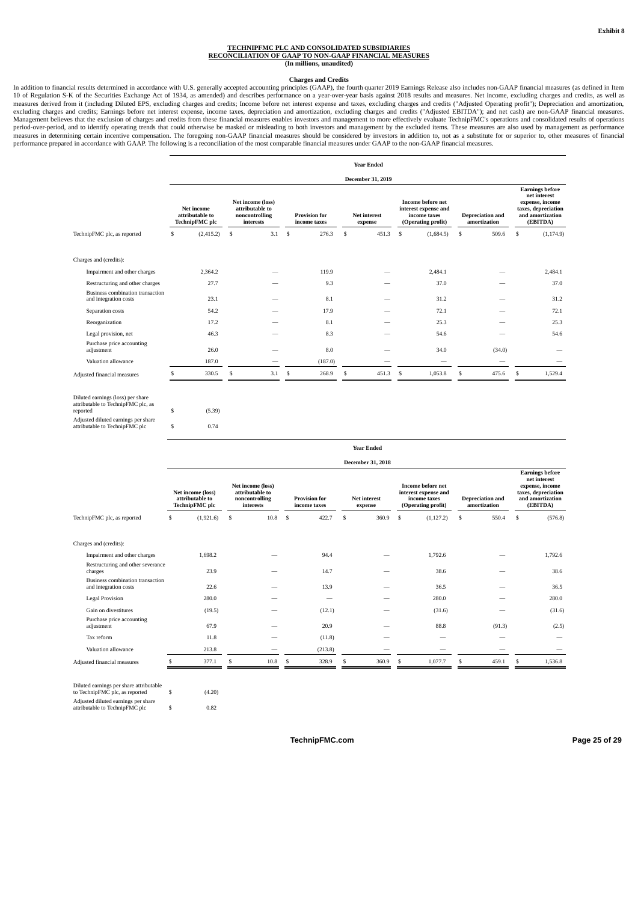Exhibit 8

**TECHNIPFMC PLC AND CONSOLIDATED SUBSIDIARIES**
**RECONCILIATION OF GAAP TO NON-GAAP FINANCIAL MEASURES**
**(In millions, unaudited)**

**Charges and Credits**

In addition to financial results determined in accordance with U.S. generally accepted accounting principles (GAAP), the fourth quarter 2019 Earnings Release also includes non-GAAP financial measures (as defined in Item 10 of Regulation S-K of the Securities Exchange Act of 1934, as amended) and describes performance on a year-over-year basis against 2018 results and measures. Net income, excluding charges and credits, as well as measures derived from it (including Diluted EPS, excluding charges and credits; Income before net interest expense and taxes, excluding charges and credits ("Adjusted Operating profit"); Depreciation and amortization, excluding charges and credits; Earnings before net interest expense, income taxes, depreciation and amortization, excluding charges and credits ("Adjusted EBITDA"); and net cash) are non-GAAP financial measures. Management believes that the exclusion of charges and credits from these financial measures enables investors and management to more effectively evaluate TechnipFMC's operations and consolidated results of operations period-over-period, and to identify operating trends that could otherwise be masked or misleading to both investors and management by the excluded items. These measures are also used by management as performance measures in determining certain incentive compensation. The foregoing non-GAAP financial measures should be considered by investors in addition to, not as a substitute for or superior to, other measures of financial performance prepared in accordance with GAAP. The following is a reconciliation of the most comparable financial measures under GAAP to the non-GAAP financial measures.

| | Year Ended December 31, 2019 | | | | | | |
|---|---|---|---|---|---|---|---|
| | Net income attributable to TechnipFMC plc | Net income (loss) attributable to noncontrolling interests | Provision for income taxes | Net interest expense | Income before net interest expense and income taxes (Operating profit) | Depreciation and amortization | Earnings before net interest expense, income taxes, depreciation and amortization (EBITDA) |
| TechnipFMC plc, as reported | $ (2,415.2) | $ 3.1 | $ 276.3 | $ 451.3 | $ (1,684.5) | $ 509.6 | $ (1,174.9) |
| Charges and (credits): | | | | | | | |
| Impairment and other charges | 2,364.2 | — | 119.9 | — | 2,484.1 | — | 2,484.1 |
| Restructuring and other charges | 27.7 | — | 9.3 | — | 37.0 | — | 37.0 |
| Business combination transaction and integration costs | 23.1 | — | 8.1 | — | 31.2 | — | 31.2 |
| Separation costs | 54.2 | — | 17.9 | — | 72.1 | — | 72.1 |
| Reorganization | 17.2 | — | 8.1 | — | 25.3 | — | 25.3 |
| Legal provision, net | 46.3 | — | 8.3 | — | 54.6 | — | 54.6 |
| Purchase price accounting adjustment | 26.0 | — | 8.0 | — | 34.0 | (34.0) | — |
| Valuation allowance | 187.0 | — | (187.0) | — | — | — | — |
| Adjusted financial measures | $ 330.5 | $ 3.1 | $ 268.9 | $ 451.3 | $ 1,053.8 | $ 475.6 | $ 1,529.4 |
| | | | | | | | |
| Diluted earnings (loss) per share attributable to TechnipFMC plc, as reported | $ (5.39) | | | | | | |
| Adjusted diluted earnings per share attributable to TechnipFMC plc | $ 0.74 | | | | | | |

| | Year Ended December 31, 2018 | | | | | | |
|---|---|---|---|---|---|---|---|
| | Net income (loss) attributable to TechnipFMC plc | Net income (loss) attributable to noncontrolling interests | Provision for income taxes | Net interest expense | Income before net interest expense and income taxes (Operating profit) | Depreciation and amortization | Earnings before net interest expense, income taxes, depreciation and amortization (EBITDA) |
| TechnipFMC plc, as reported | $ (1,921.6) | $ 10.8 | $ 422.7 | $ 360.9 | $ (1,127.2) | $ 550.4 | $ (576.8) |
| Charges and (credits): | | | | | | | |
| Impairment and other charges | 1,698.2 | — | 94.4 | — | 1,792.6 | — | 1,792.6 |
| Restructuring and other severance charges | 23.9 | — | 14.7 | — | 38.6 | — | 38.6 |
| Business combination transaction and integration costs | 22.6 | — | 13.9 | — | 36.5 | — | 36.5 |
| Legal Provision | 280.0 | — | — | — | 280.0 | — | 280.0 |
| Gain on divestitures | (19.5) | — | (12.1) | — | (31.6) | — | (31.6) |
| Purchase price accounting adjustment | 67.9 | — | 20.9 | — | 88.8 | (91.3) | (2.5) |
| Tax reform | 11.8 | — | (11.8) | — | — | — | — |
| Valuation allowance | 213.8 | — | (213.8) | — | — | — | — |
| Adjusted financial measures | $ 377.1 | $ 10.8 | $ 328.9 | $ 360.9 | $ 1,077.7 | $ 459.1 | $ 1,536.8 |
| | | | | | | | |
| Diluted earnings per share attributable to TechnipFMC plc, as reported | $ (4.20) | | | | | | |
| Adjusted diluted earnings per share attributable to TechnipFMC plc | $ 0.82 | | | | | | |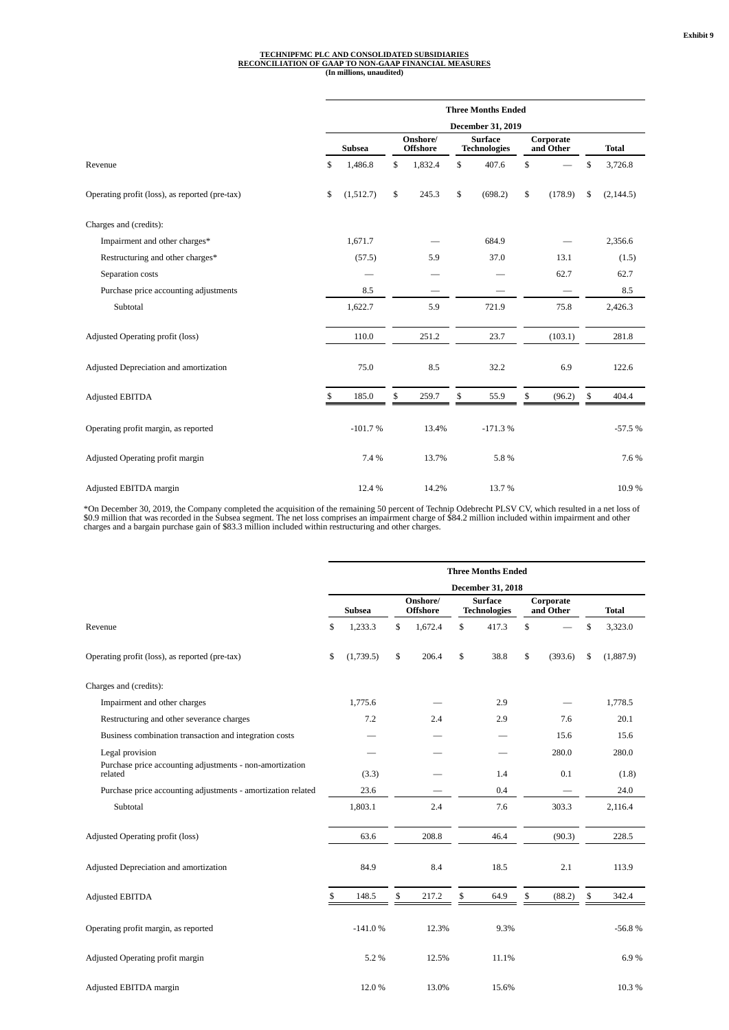**Exhibit 9**

**TECHNIPFMC PLC AND CONSOLIDATED SUBSIDIARIES**
**RECONCILIATION OF GAAP TO NON-GAAP FINANCIAL MEASURES**
**(In millions, unaudited)**

| | Three Months Ended December 31, 2019 | | | | |
|---|---|---|---|---|---|
| | Subsea | Onshore/ Offshore | Surface Technologies | Corporate and Other | Total |
| Revenue | $ 1,486.8 | $ 1,832.4 | $ 407.6 | $ — | $ 3,726.8 |
| Operating profit (loss), as reported (pre-tax) | $ (1,512.7) | $ 245.3 | $ (698.2) | $ (178.9) | $ (2,144.5) |
| Charges and (credits): | | | | | |
| Impairment and other charges* | 1,671.7 | — | 684.9 | — | 2,356.6 |
| Restructuring and other charges* | (57.5) | 5.9 | 37.0 | 13.1 | (1.5) |
| Separation costs | — | — | — | 62.7 | 62.7 |
| Purchase price accounting adjustments | 8.5 | — | — | — | 8.5 |
| Subtotal | 1,622.7 | 5.9 | 721.9 | 75.8 | 2,426.3 |
| Adjusted Operating profit (loss) | 110.0 | 251.2 | 23.7 | (103.1) | 281.8 |
| Adjusted Depreciation and amortization | 75.0 | 8.5 | 32.2 | 6.9 | 122.6 |
| Adjusted EBITDA | $ 185.0 | $ 259.7 | $ 55.9 | $ (96.2) | $ 404.4 |
| Operating profit margin, as reported | -101.7 % | 13.4% | -171.3 % | | -57.5 % |
| Adjusted Operating profit margin | 7.4 % | 13.7% | 5.8 % | | 7.6 % |
| Adjusted EBITDA margin | 12.4 % | 14.2% | 13.7 % | | 10.9 % |

*On December 30, 2019, the Company completed the acquisition of the remaining 50 percent of Technip Odebrecht PLSV CV, which resulted in a net loss of $0.9 million that was recorded in the Subsea segment. The net loss comprises an impairment charge of $84.2 million included within impairment and other charges and a bargain purchase gain of $83.3 million included within restructuring and other charges.

| | Three Months Ended December 31, 2018 | | | | |
|---|---|---|---|---|---|
| | Subsea | Onshore/ Offshore | Surface Technologies | Corporate and Other | Total |
| Revenue | $ 1,233.3 | $ 1,672.4 | $ 417.3 | $ — | $ 3,323.0 |
| Operating profit (loss), as reported (pre-tax) | $ (1,739.5) | $ 206.4 | $ 38.8 | $ (393.6) | $ (1,887.9) |
| Charges and (credits): | | | | | |
| Impairment and other charges | 1,775.6 | — | 2.9 | — | 1,778.5 |
| Restructuring and other severance charges | 7.2 | 2.4 | 2.9 | 7.6 | 20.1 |
| Business combination transaction and integration costs | — | — | — | 15.6 | 15.6 |
| Legal provision | — | — | — | 280.0 | 280.0 |
| Purchase price accounting adjustments - non-amortization related | (3.3) | — | 1.4 | 0.1 | (1.8) |
| Purchase price accounting adjustments - amortization related | 23.6 | — | 0.4 | — | 24.0 |
| Subtotal | 1,803.1 | 2.4 | 7.6 | 303.3 | 2,116.4 |
| Adjusted Operating profit (loss) | 63.6 | 208.8 | 46.4 | (90.3) | 228.5 |
| Adjusted Depreciation and amortization | 84.9 | 8.4 | 18.5 | 2.1 | 113.9 |
| Adjusted EBITDA | $ 148.5 | $ 217.2 | $ 64.9 | $ (88.2) | $ 342.4 |
| Operating profit margin, as reported | -141.0 % | 12.3% | 9.3% | | -56.8 % |
| Adjusted Operating profit margin | 5.2 % | 12.5% | 11.1% | | 6.9 % |
| Adjusted EBITDA margin | 12.0 % | 13.0% | 15.6% | | 10.3 % |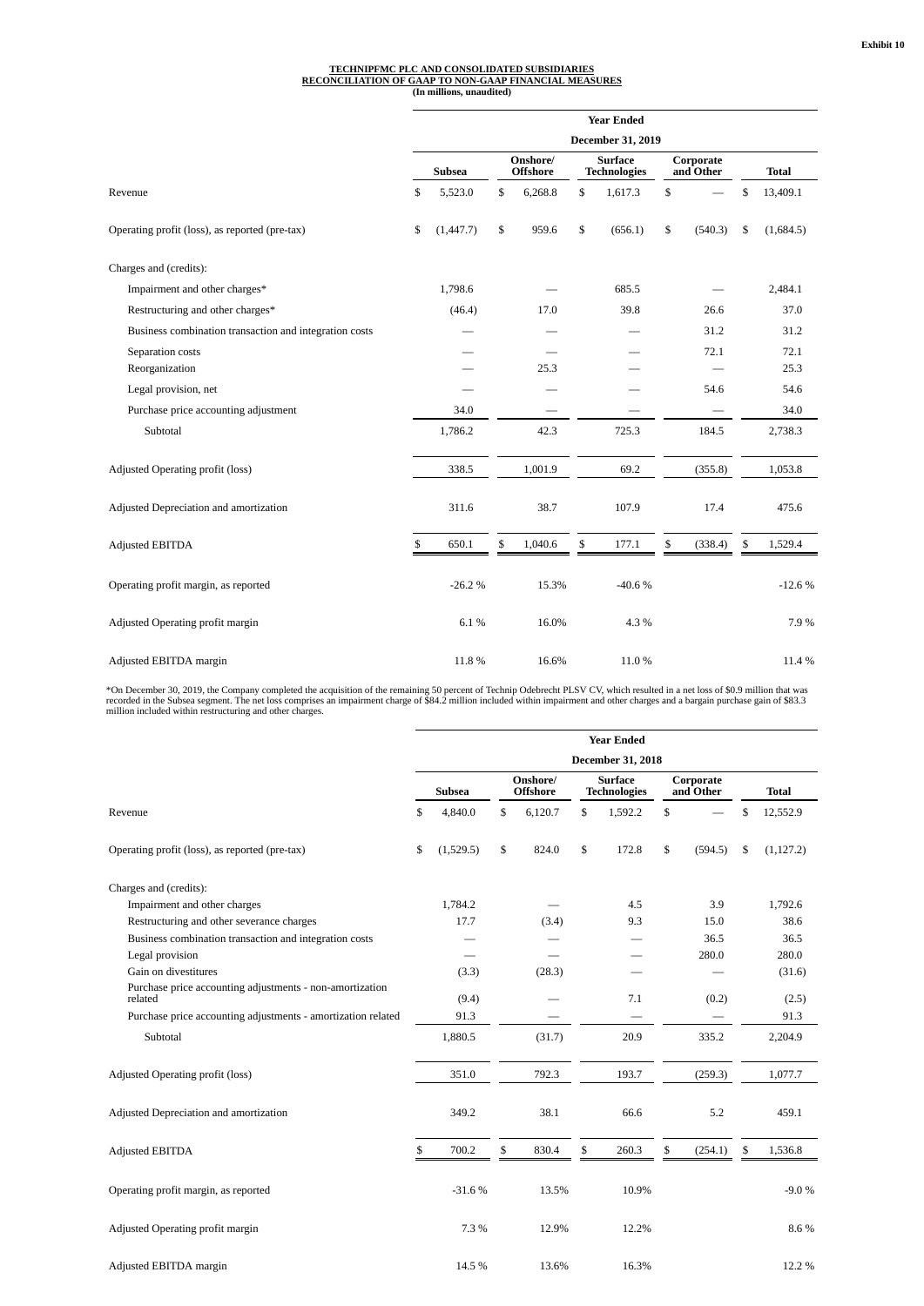Exhibit 10

**TECHNIPFMC PLC AND CONSOLIDATED SUBSIDIARIES**
**RECONCILIATION OF GAAP TO NON-GAAP FINANCIAL MEASURES**
**(In millions, unaudited)**

| | Year Ended December 31, 2019 | | | | |
|---|---|---|---|---|---|
| | **Subsea** | **Onshore/ Offshore** | **Surface Technologies** | **Corporate and Other** | **Total** |
| Revenue | $ 5,523.0 | $ 6,268.8 | $ 1,617.3 | $ — | $ 13,409.1 |
| Operating profit (loss), as reported (pre-tax) | $ (1,447.7) | $ 959.6 | $ (656.1) | $ (540.3) | $ (1,684.5) |
| Charges and (credits): | | | | | |
| Impairment and other charges* | 1,798.6 | — | 685.5 | — | 2,484.1 |
| Restructuring and other charges* | (46.4) | 17.0 | 39.8 | 26.6 | 37.0 |
| Business combination transaction and integration costs | — | — | — | 31.2 | 31.2 |
| Separation costs | — | — | — | 72.1 | 72.1 |
| Reorganization | — | 25.3 | — | — | 25.3 |
| Legal provision, net | — | — | — | 54.6 | 54.6 |
| Purchase price accounting adjustment | 34.0 | — | — | — | 34.0 |
| Subtotal | 1,786.2 | 42.3 | 725.3 | 184.5 | 2,738.3 |
| Adjusted Operating profit (loss) | 338.5 | 1,001.9 | 69.2 | (355.8) | 1,053.8 |
| Adjusted Depreciation and amortization | 311.6 | 38.7 | 107.9 | 17.4 | 475.6 |
| Adjusted EBITDA | $ 650.1 | $ 1,040.6 | $ 177.1 | $ (338.4) | $ 1,529.4 |
| Operating profit margin, as reported | -26.2 % | 15.3% | -40.6 % | | -12.6 % |
| Adjusted Operating profit margin | 6.1 % | 16.0% | 4.3 % | | 7.9 % |
| Adjusted EBITDA margin | 11.8 % | 16.6% | 11.0 % | | 11.4 % |

*On December 30, 2019, the Company completed the acquisition of the remaining 50 percent of Technip Odebrecht PLSV CV, which resulted in a net loss of $0.9 million that was recorded in the Subsea segment. The net loss comprises an impairment charge of $84.2 million included within impairment and other charges and a bargain purchase gain of $83.3 million included within restructuring and other charges.

| | Year Ended December 31, 2018 | | | | |
|---|---|---|---|---|---|
| | **Subsea** | **Onshore/ Offshore** | **Surface Technologies** | **Corporate and Other** | **Total** |
| Revenue | $ 4,840.0 | $ 6,120.7 | $ 1,592.2 | $ — | $ 12,552.9 |
| Operating profit (loss), as reported (pre-tax) | $ (1,529.5) | $ 824.0 | $ 172.8 | $ (594.5) | $ (1,127.2) |
| Charges and (credits): | | | | | |
| Impairment and other charges | 1,784.2 | — | 4.5 | 3.9 | 1,792.6 |
| Restructuring and other severance charges | 17.7 | (3.4) | 9.3 | 15.0 | 38.6 |
| Business combination transaction and integration costs | — | — | — | 36.5 | 36.5 |
| Legal provision | — | — | — | 280.0 | 280.0 |
| Gain on divestitures | (3.3) | (28.3) | — | — | (31.6) |
| Purchase price accounting adjustments - non-amortization related | (9.4) | — | 7.1 | (0.2) | (2.5) |
| Purchase price accounting adjustments - amortization related | 91.3 | — | — | — | 91.3 |
| Subtotal | 1,880.5 | (31.7) | 20.9 | 335.2 | 2,204.9 |
| Adjusted Operating profit (loss) | 351.0 | 792.3 | 193.7 | (259.3) | 1,077.7 |
| Adjusted Depreciation and amortization | 349.2 | 38.1 | 66.6 | 5.2 | 459.1 |
| Adjusted EBITDA | $ 700.2 | $ 830.4 | $ 260.3 | $ (254.1) | $ 1,536.8 |
| Operating profit margin, as reported | -31.6 % | 13.5% | 10.9% | | -9.0 % |
| Adjusted Operating profit margin | 7.3 % | 12.9% | 12.2% | | 8.6 % |
| Adjusted EBITDA margin | 14.5 % | 13.6% | 16.3% | | 12.2 % |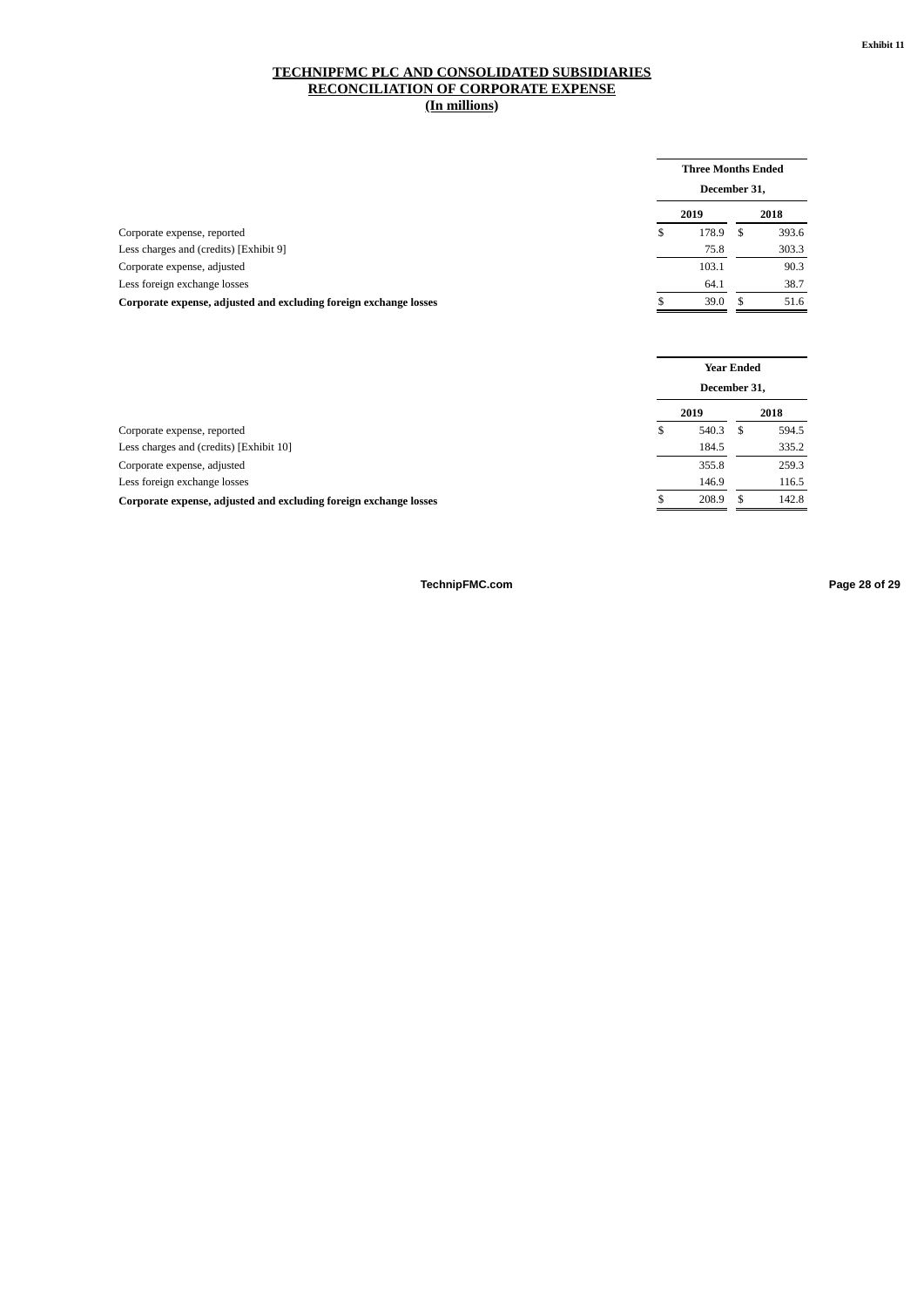Exhibit 11

# TECHNIPFMC PLC AND CONSOLIDATED SUBSIDIARIES
## RECONCILIATION OF CORPORATE EXPENSE
### (In millions)

| | Three Months Ended December 31, | |
|---|---|---|
| | 2019 | 2018 |
| Corporate expense, reported | $ 178.9 | $ 393.6 |
| Less charges and (credits) [Exhibit 9] | 75.8 | 303.3 |
| Corporate expense, adjusted | 103.1 | 90.3 |
| Less foreign exchange losses | 64.1 | 38.7 |
| **Corporate expense, adjusted and excluding foreign exchange losses** | $ 39.0 | $ 51.6 |

| | Year Ended December 31, | |
|---|---|---|
| | 2019 | 2018 |
| Corporate expense, reported | $ 540.3 | $ 594.5 |
| Less charges and (credits) [Exhibit 10] | 184.5 | 335.2 |
| Corporate expense, adjusted | 355.8 | 259.3 |
| Less foreign exchange losses | 146.9 | 116.5 |
| **Corporate expense, adjusted and excluding foreign exchange losses** | $ 208.9 | $ 142.8 |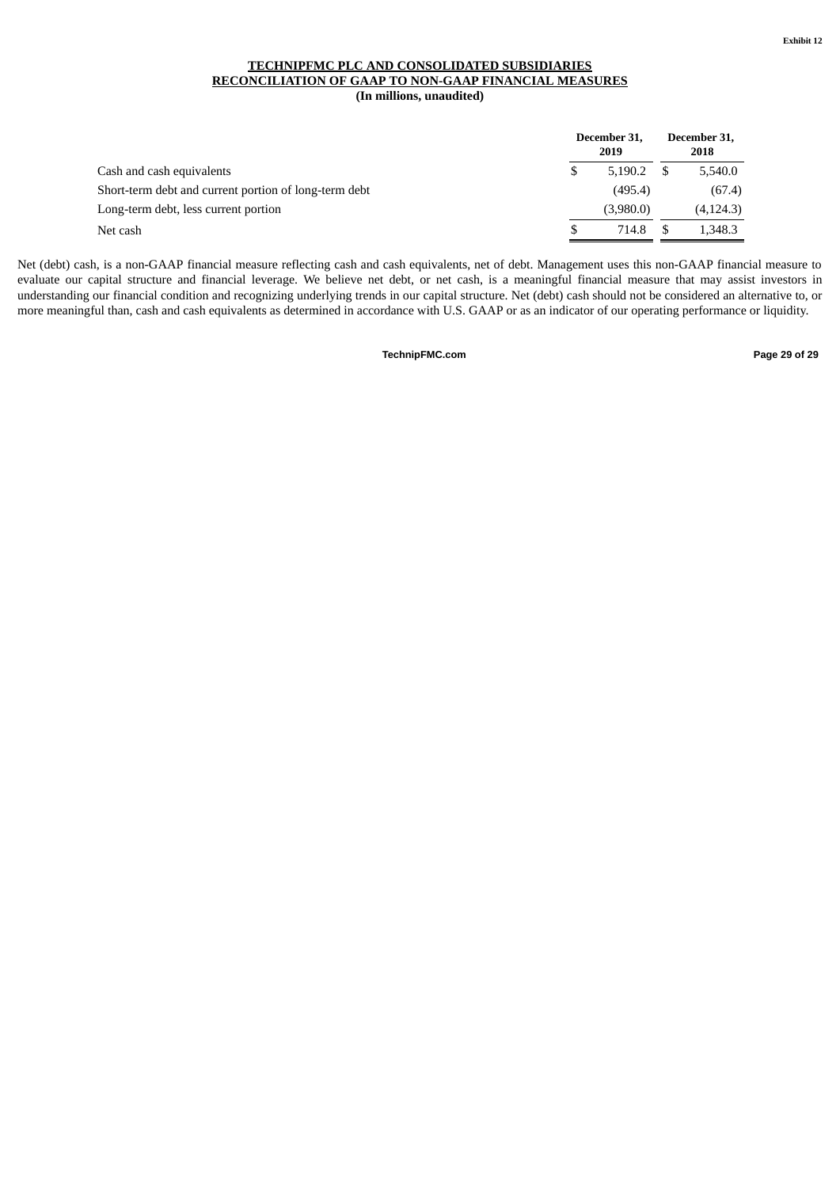Exhibit 12

**TECHNIPFMC PLC AND CONSOLIDATED SUBSIDIARIES**
**RECONCILIATION OF GAAP TO NON-GAAP FINANCIAL MEASURES**
**(In millions, unaudited)**

| | December 31, 2019 | December 31, 2018 |
|---|---|---|
| Cash and cash equivalents | $ 5,190.2 | $ 5,540.0 |
| Short-term debt and current portion of long-term debt | (495.4) | (67.4) |
| Long-term debt, less current portion | (3,980.0) | (4,124.3) |
| Net cash | $ 714.8 | $ 1,348.3 |

Net (debt) cash, is a non-GAAP financial measure reflecting cash and cash equivalents, net of debt. Management uses this non-GAAP financial measure to evaluate our capital structure and financial leverage. We believe net debt, or net cash, is a meaningful financial measure that may assist investors in understanding our financial condition and recognizing underlying trends in our capital structure. Net (debt) cash should not be considered an alternative to, or more meaningful than, cash and cash equivalents as determined in accordance with U.S. GAAP or as an indicator of our operating performance or liquidity.